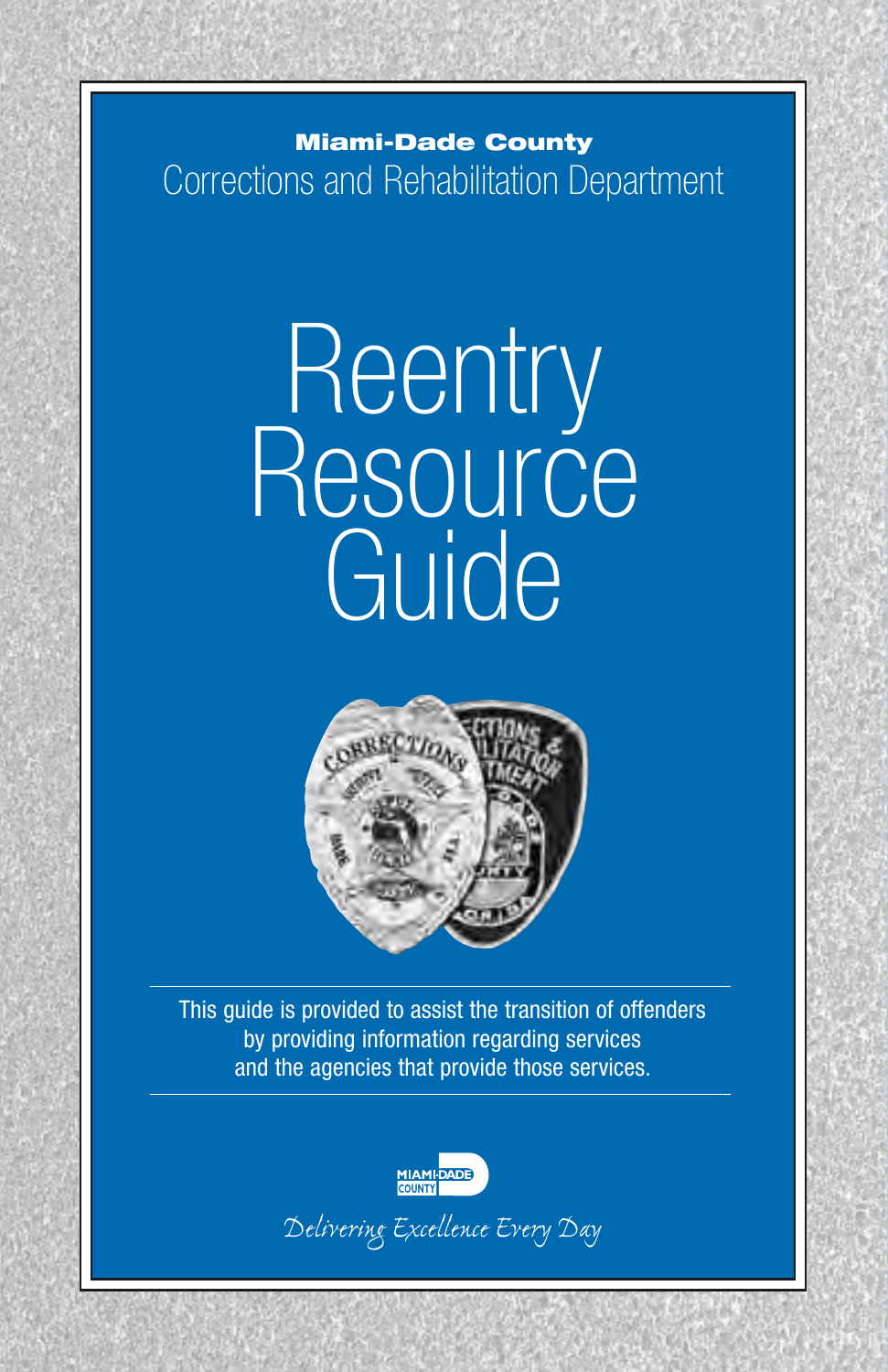**Miami-Dade County**

Corrections and Rehabilitation Department

# Reentry Resource Guide

This guide is provided to assist the transition of offenders by providing information regarding services and the agencies that provide those services.

MIAMI-DADE COUNTY

*Delivering Excellence Every Day*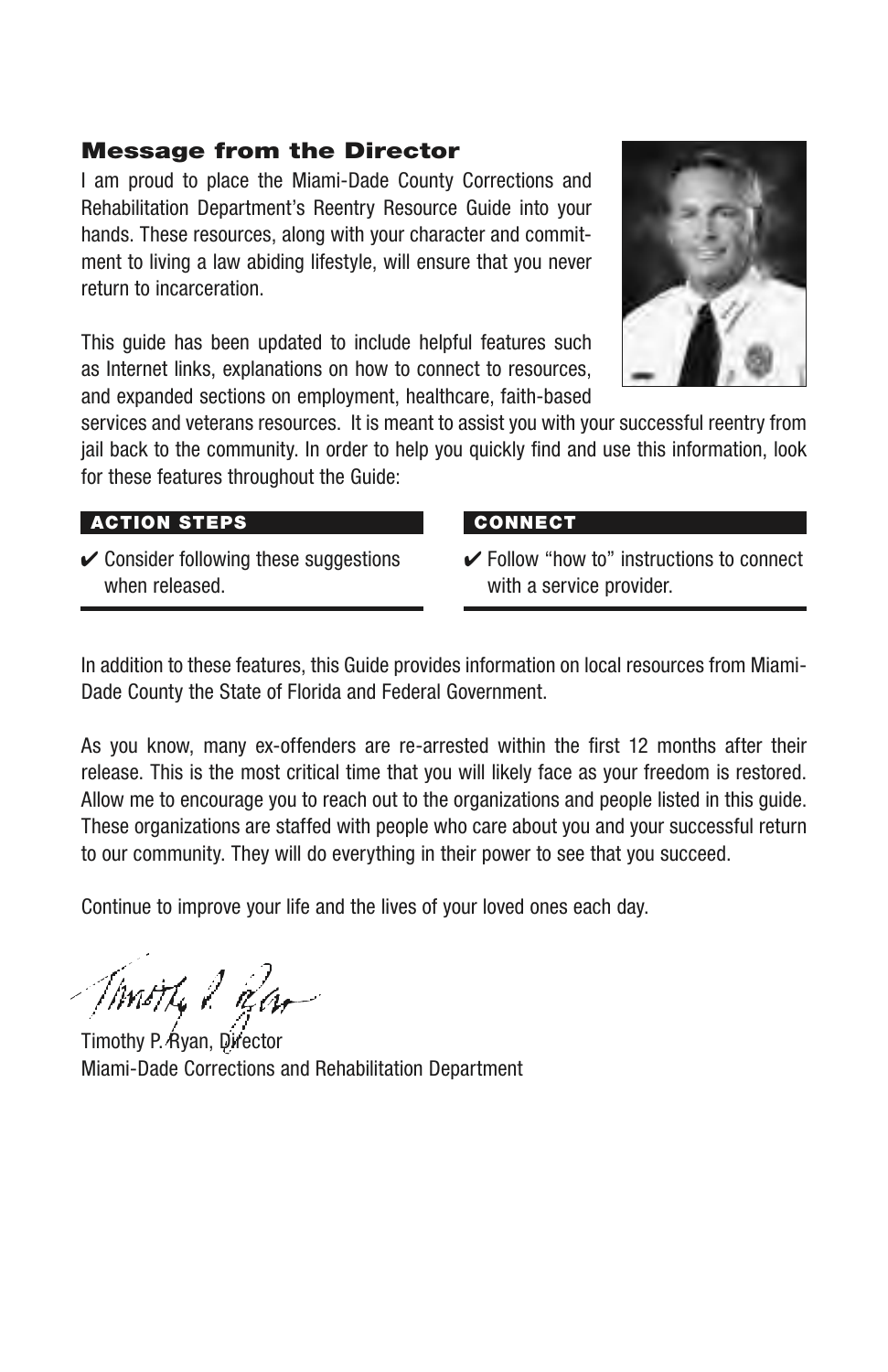## Message from the Director

I am proud to place the Miami-Dade County Corrections and Rehabilitation Department's Reentry Resource Guide into your hands. These resources, along with your character and commitment to living a law abiding lifestyle, will ensure that you never return to incarceration.

This guide has been updated to include helpful features such as Internet links, explanations on how to connect to resources, and expanded sections on employment, healthcare, faith-based services and veterans resources. It is meant to assist you with your successful reentry from jail back to the community. In order to help you quickly find and use this information, look for these features throughout the Guide:

**ACTION STEPS**

✔ Consider following these suggestions when released.

**CONNECT**

✔ Follow "how to" instructions to connect with a service provider.

In addition to these features, this Guide provides information on local resources from Miami-Dade County the State of Florida and Federal Government.

As you know, many ex-offenders are re-arrested within the first 12 months after their release. This is the most critical time that you will likely face as your freedom is restored. Allow me to encourage you to reach out to the organizations and people listed in this guide. These organizations are staffed with people who care about you and your successful return to our community. They will do everything in their power to see that you succeed.

Continue to improve your life and the lives of your loved ones each day.

Timothy P. Ryan, Director
Miami-Dade Corrections and Rehabilitation Department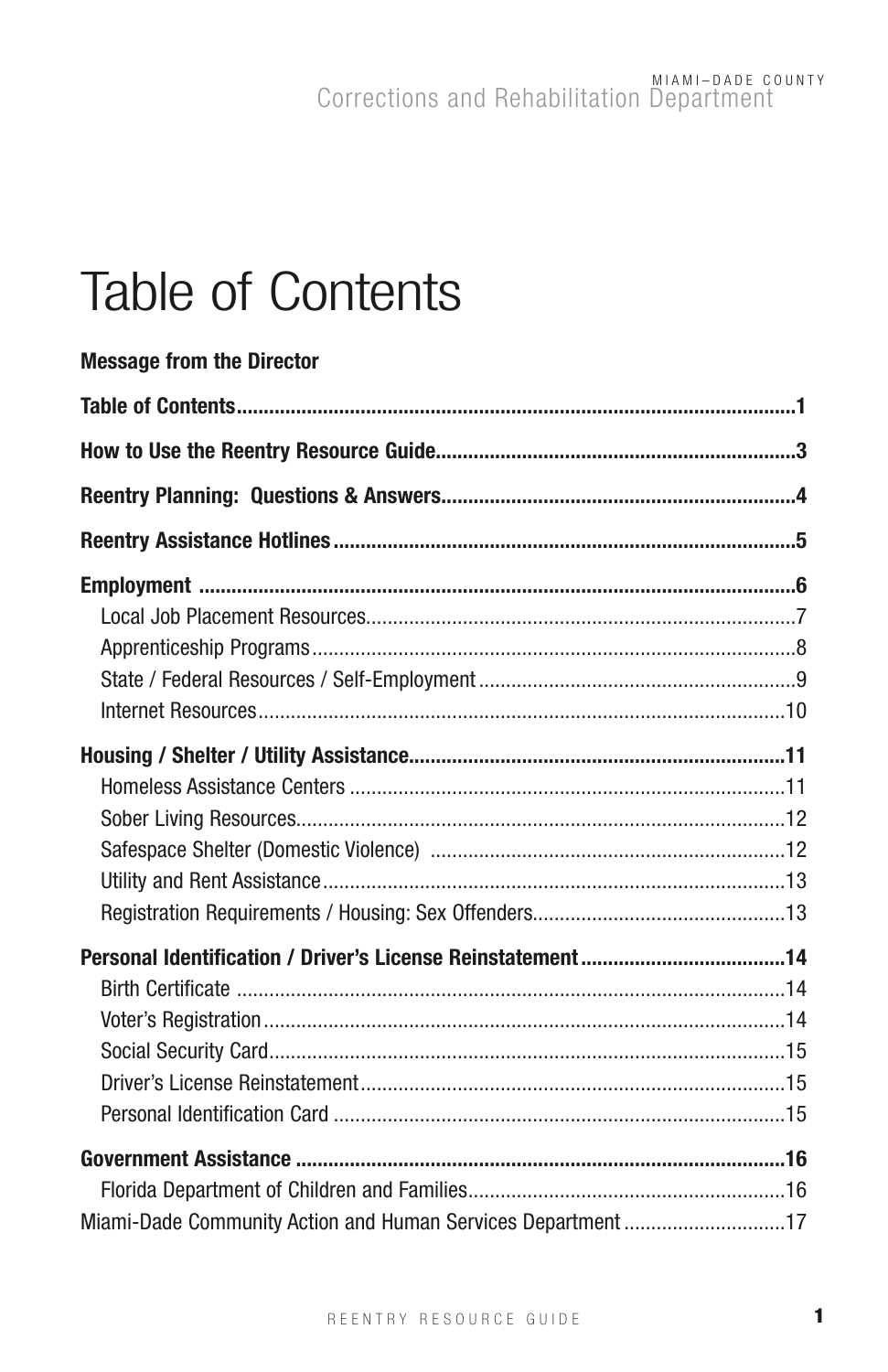# Table of Contents

**Message from the Director**

**Table of Contents** .......... **1**

**How to Use the Reentry Resource Guide** .......... **3**

**Reentry Planning: Questions & Answers** .......... **4**

**Reentry Assistance Hotlines** .......... **5**

**Employment** .......... **6**

- Local Job Placement Resources .......... 7
- Apprenticeship Programs .......... 8
- State / Federal Resources / Self-Employment .......... 9
- Internet Resources .......... 10

**Housing / Shelter / Utility Assistance** .......... **11**

- Homeless Assistance Centers .......... 11
- Sober Living Resources .......... 12
- Safespace Shelter (Domestic Violence) .......... 12
- Utility and Rent Assistance .......... 13
- Registration Requirements / Housing: Sex Offenders .......... 13

**Personal Identification / Driver's License Reinstatement** .......... **14**

- Birth Certificate .......... 14
- Voter's Registration .......... 14
- Social Security Card .......... 15
- Driver's License Reinstatement .......... 15
- Personal Identification Card .......... 15

**Government Assistance** .......... **16**

- Florida Department of Children and Families .......... 16

Miami-Dade Community Action and Human Services Department .......... 17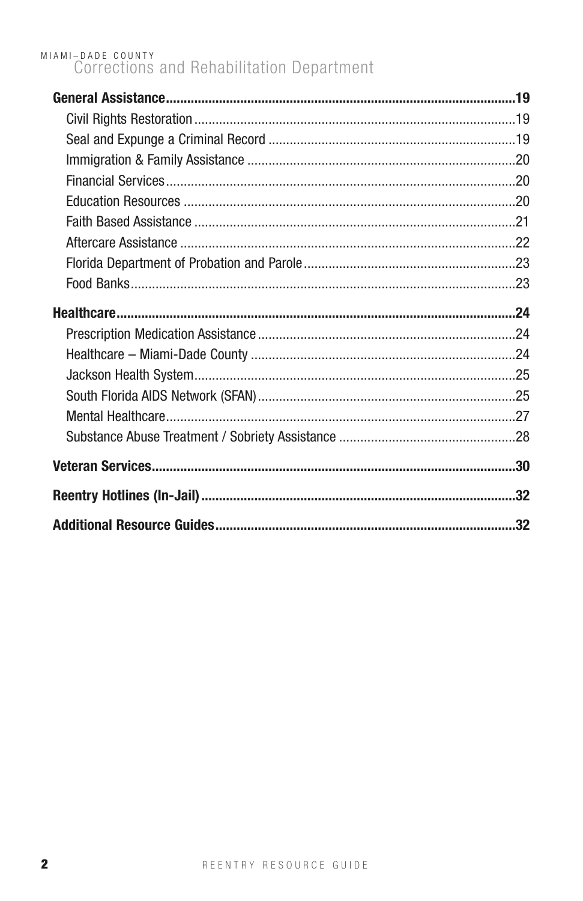**General Assistance** ..... **19**

- Civil Rights Restoration ..... 19
- Seal and Expunge a Criminal Record ..... 19
- Immigration & Family Assistance ..... 20
- Financial Services ..... 20
- Education Resources ..... 20
- Faith Based Assistance ..... 21
- Aftercare Assistance ..... 22
- Florida Department of Probation and Parole ..... 23
- Food Banks ..... 23

**Healthcare** ..... **24**

- Prescription Medication Assistance ..... 24
- Healthcare – Miami-Dade County ..... 24
- Jackson Health System ..... 25
- South Florida AIDS Network (SFAN) ..... 25
- Mental Healthcare ..... 27
- Substance Abuse Treatment / Sobriety Assistance ..... 28

**Veteran Services** ..... **30**

**Reentry Hotlines (In-Jail)** ..... **32**

**Additional Resource Guides** ..... **32**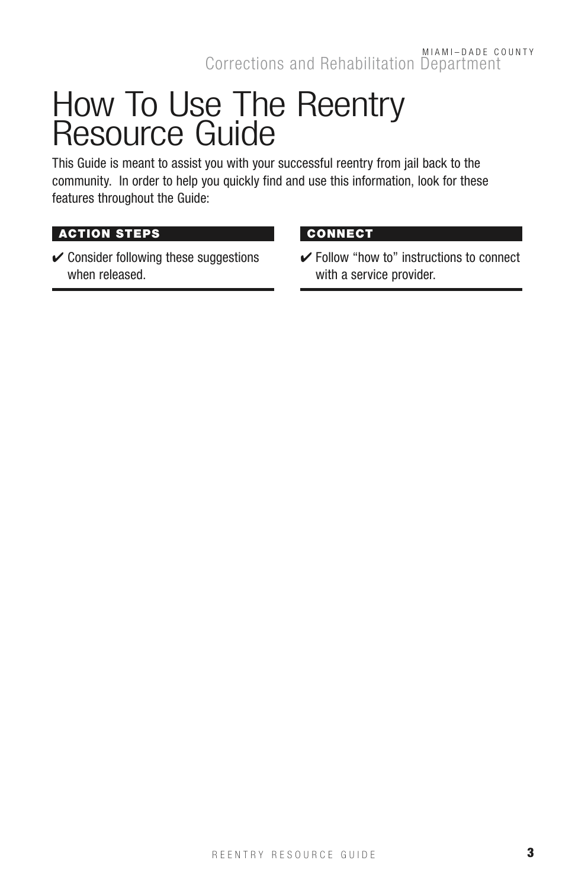# How To Use The Reentry Resource Guide

This Guide is meant to assist you with your successful reentry from jail back to the community. In order to help you quickly find and use this information, look for these features throughout the Guide:

**ACTION STEPS**

✔ Consider following these suggestions when released.

**CONNECT**

✔ Follow "how to" instructions to connect with a service provider.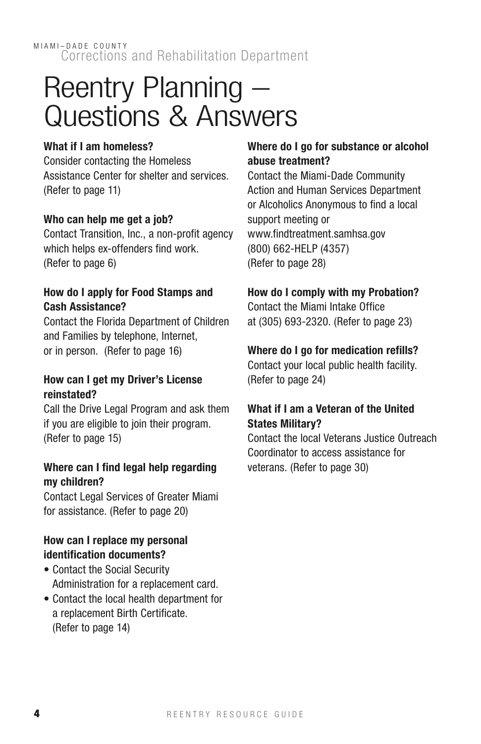MIAMI–DADE COUNTY
Corrections and Rehabilitation Department

# Reentry Planning – Questions & Answers

**What if I am homeless?**
Consider contacting the Homeless Assistance Center for shelter and services. (Refer to page 11)

**Who can help me get a job?**
Contact Transition, Inc., a non-profit agency which helps ex-offenders find work. (Refer to page 6)

**How do I apply for Food Stamps and Cash Assistance?**
Contact the Florida Department of Children and Families by telephone, Internet, or in person. (Refer to page 16)

**How can I get my Driver's License reinstated?**
Call the Drive Legal Program and ask them if you are eligible to join their program. (Refer to page 15)

**Where can I find legal help regarding my children?**
Contact Legal Services of Greater Miami for assistance. (Refer to page 20)

**How can I replace my personal identification documents?**

- Contact the Social Security Administration for a replacement card.
- Contact the local health department for a replacement Birth Certificate. (Refer to page 14)

**Where do I go for substance or alcohol abuse treatment?**
Contact the Miami-Dade Community Action and Human Services Department or Alcoholics Anonymous to find a local support meeting or www.findtreatment.samhsa.gov (800) 662-HELP (4357) (Refer to page 28)

**How do I comply with my Probation?**
Contact the Miami Intake Office at (305) 693-2320. (Refer to page 23)

**Where do I go for medication refills?**
Contact your local public health facility. (Refer to page 24)

**What if I am a Veteran of the United States Military?**
Contact the local Veterans Justice Outreach Coordinator to access assistance for veterans. (Refer to page 30)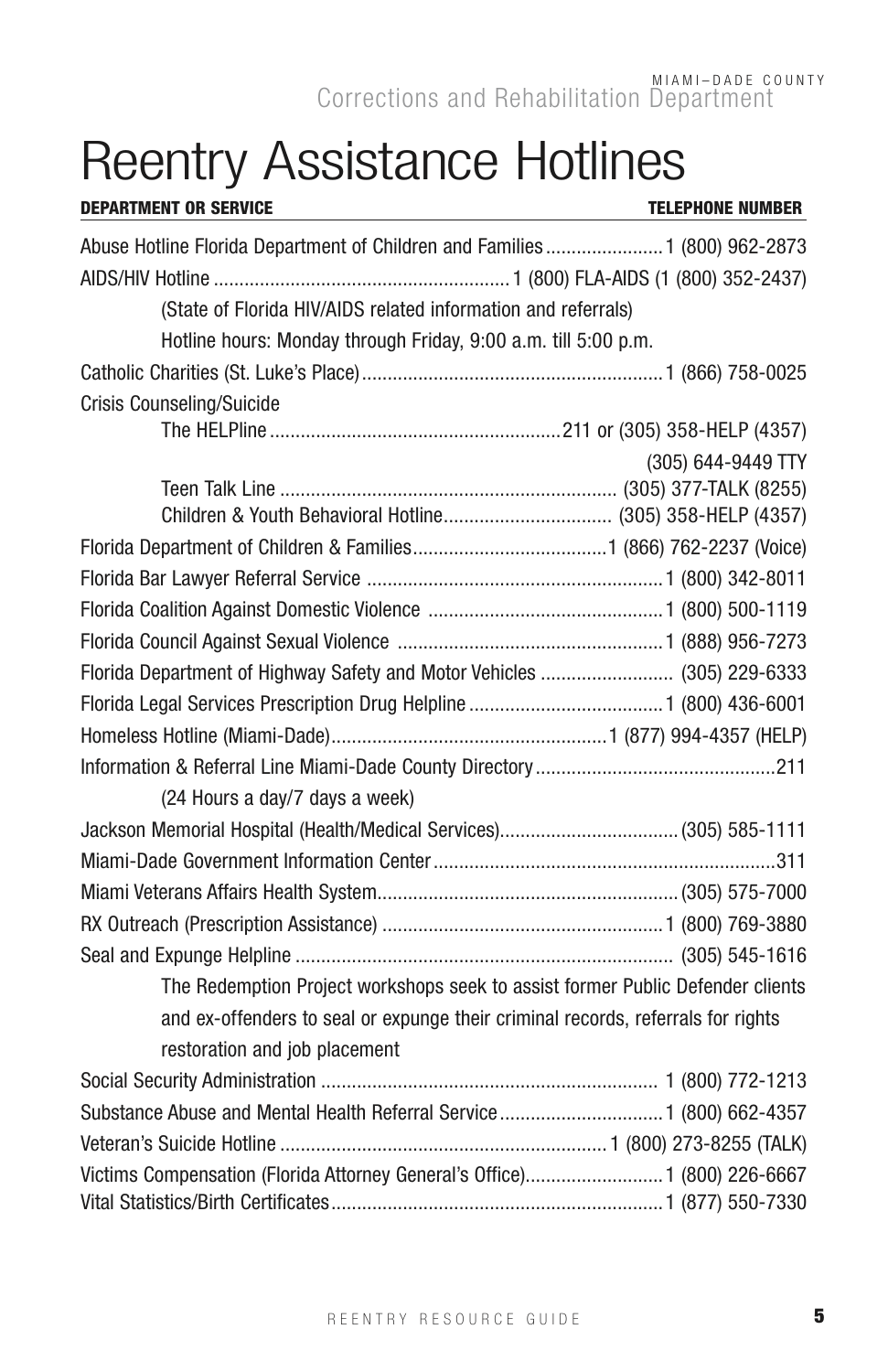# Reentry Assistance Hotlines

| DEPARTMENT OR SERVICE | TELEPHONE NUMBER |
|---|---|
| Abuse Hotline Florida Department of Children and Families | 1 (800) 962-2873 |
| AIDS/HIV Hotline | 1 (800) FLA-AIDS (1 (800) 352-2437) |
| (State of Florida HIV/AIDS related information and referrals) Hotline hours: Monday through Friday, 9:00 a.m. till 5:00 p.m. | |
| Catholic Charities (St. Luke's Place) | 1 (866) 758-0025 |
| Crisis Counseling/Suicide | |
| The HELPline | 211 or (305) 358-HELP (4357) |
| | (305) 644-9449 TTY |
| Teen Talk Line | (305) 377-TALK (8255) |
| Children & Youth Behavioral Hotline | (305) 358-HELP (4357) |
| Florida Department of Children & Families | 1 (866) 762-2237 (Voice) |
| Florida Bar Lawyer Referral Service | 1 (800) 342-8011 |
| Florida Coalition Against Domestic Violence | 1 (800) 500-1119 |
| Florida Council Against Sexual Violence | 1 (888) 956-7273 |
| Florida Department of Highway Safety and Motor Vehicles | (305) 229-6333 |
| Florida Legal Services Prescription Drug Helpline | 1 (800) 436-6001 |
| Homeless Hotline (Miami-Dade) | 1 (877) 994-4357 (HELP) |
| Information & Referral Line Miami-Dade County Directory (24 Hours a day/7 days a week) | 211 |
| Jackson Memorial Hospital (Health/Medical Services) | (305) 585-1111 |
| Miami-Dade Government Information Center | 311 |
| Miami Veterans Affairs Health System | (305) 575-7000 |
| RX Outreach (Prescription Assistance) | 1 (800) 769-3880 |
| Seal and Expunge Helpline | (305) 545-1616 |
| The Redemption Project workshops seek to assist former Public Defender clients and ex-offenders to seal or expunge their criminal records, referrals for rights restoration and job placement | |
| Social Security Administration | 1 (800) 772-1213 |
| Substance Abuse and Mental Health Referral Service | 1 (800) 662-4357 |
| Veteran's Suicide Hotline | 1 (800) 273-8255 (TALK) |
| Victims Compensation (Florida Attorney General's Office) | 1 (800) 226-6667 |
| Vital Statistics/Birth Certificates | 1 (877) 550-7330 |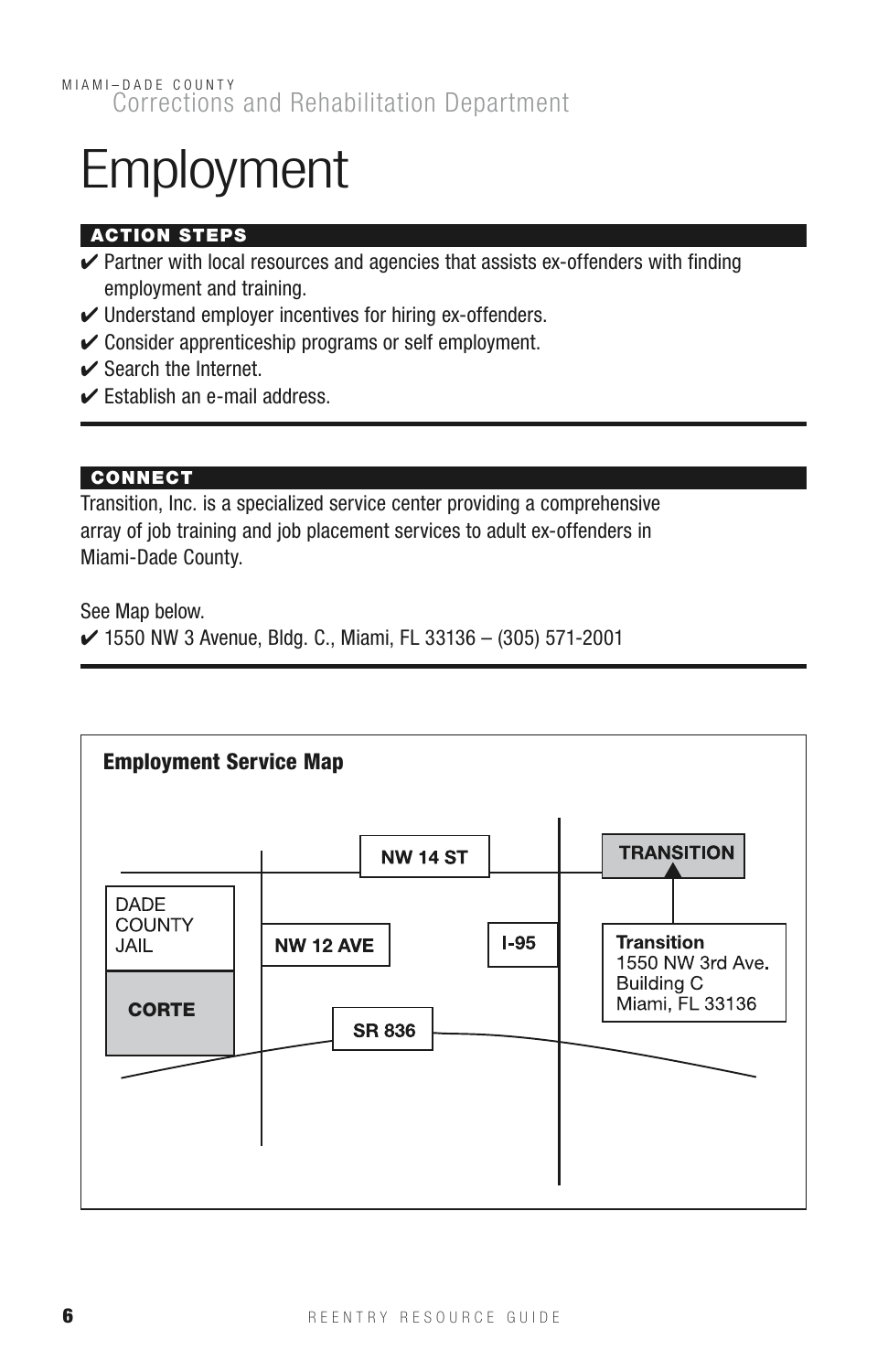MIAMI–DADE COUNTY
Corrections and Rehabilitation Department

# Employment

## ACTION STEPS

- ✔ Partner with local resources and agencies that assists ex-offenders with finding employment and training.
- ✔ Understand employer incentives for hiring ex-offenders.
- ✔ Consider apprenticeship programs or self employment.
- ✔ Search the Internet.
- ✔ Establish an e-mail address.

## CONNECT

Transition, Inc. is a specialized service center providing a comprehensive array of job training and job placement services to adult ex-offenders in Miami-Dade County.

See Map below.

- ✔ 1550 NW 3 Avenue, Bldg. C., Miami, FL 33136 – (305) 571-2001

**Employment Service Map**

NW 14 ST

TRANSITION

DADE COUNTY JAIL

NW 12 AVE

I-95

**Transition**
1550 NW 3rd Ave.
Building C
Miami, FL 33136

CORTE

SR 836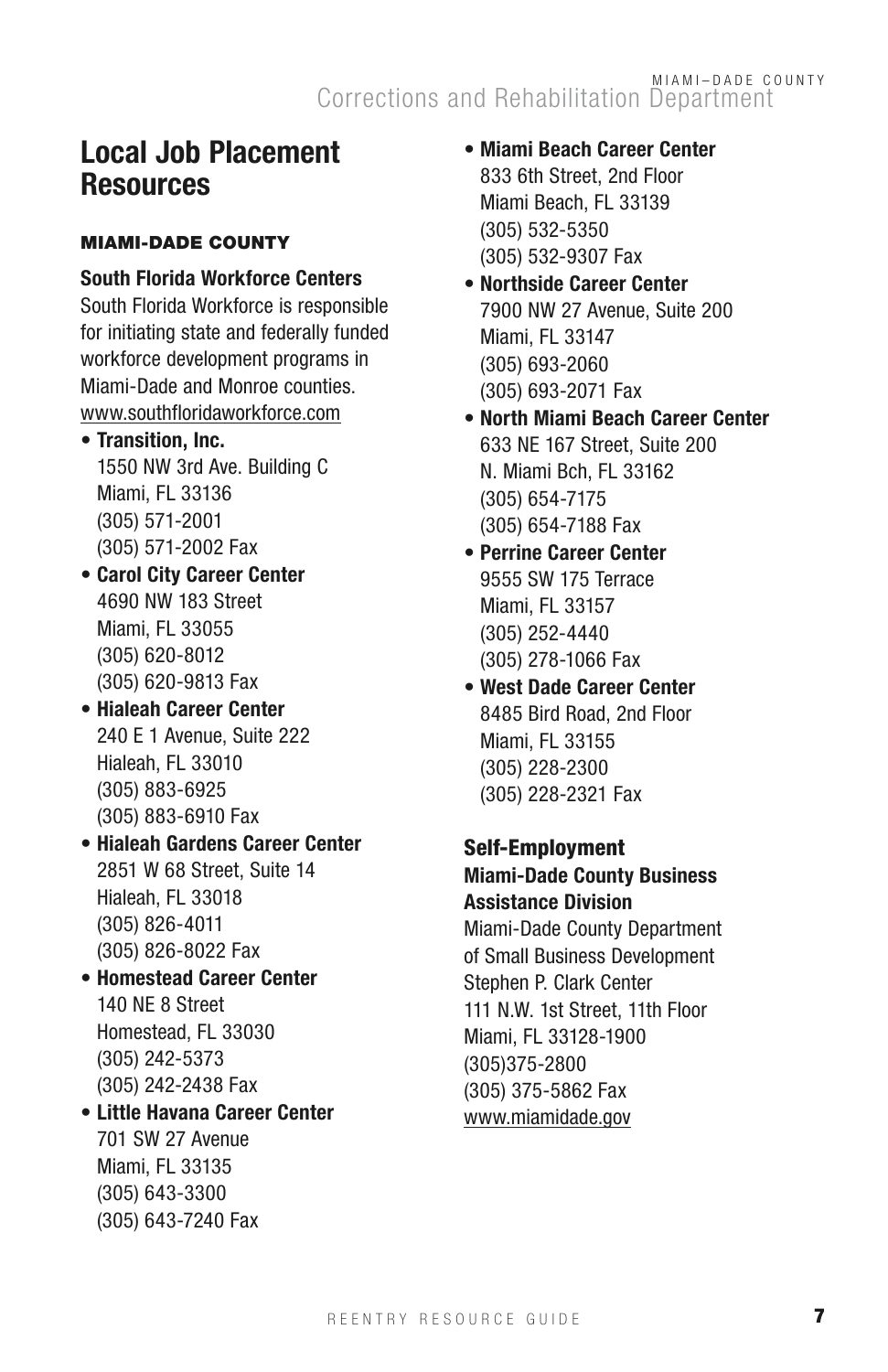# Local Job Placement Resources

### MIAMI-DADE COUNTY

**South Florida Workforce Centers**
South Florida Workforce is responsible for initiating state and federally funded workforce development programs in Miami-Dade and Monroe counties.
www.southfloridaworkforce.com

- **Transition, Inc.**
  1550 NW 3rd Ave. Building C
  Miami, FL 33136
  (305) 571-2001
  (305) 571-2002 Fax
- **Carol City Career Center**
  4690 NW 183 Street
  Miami, FL 33055
  (305) 620-8012
  (305) 620-9813 Fax
- **Hialeah Career Center**
  240 E 1 Avenue, Suite 222
  Hialeah, FL 33010
  (305) 883-6925
  (305) 883-6910 Fax
- **Hialeah Gardens Career Center**
  2851 W 68 Street, Suite 14
  Hialeah, FL 33018
  (305) 826-4011
  (305) 826-8022 Fax
- **Homestead Career Center**
  140 NE 8 Street
  Homestead, FL 33030
  (305) 242-5373
  (305) 242-2438 Fax
- **Little Havana Career Center**
  701 SW 27 Avenue
  Miami, FL 33135
  (305) 643-3300
  (305) 643-7240 Fax
- **Miami Beach Career Center**
  833 6th Street, 2nd Floor
  Miami Beach, FL 33139
  (305) 532-5350
  (305) 532-9307 Fax
- **Northside Career Center**
  7900 NW 27 Avenue, Suite 200
  Miami, FL 33147
  (305) 693-2060
  (305) 693-2071 Fax
- **North Miami Beach Career Center**
  633 NE 167 Street, Suite 200
  N. Miami Bch, FL 33162
  (305) 654-7175
  (305) 654-7188 Fax
- **Perrine Career Center**
  9555 SW 175 Terrace
  Miami, FL 33157
  (305) 252-4440
  (305) 278-1066 Fax
- **West Dade Career Center**
  8485 Bird Road, 2nd Floor
  Miami, FL 33155
  (305) 228-2300
  (305) 228-2321 Fax

**Self-Employment**

**Miami-Dade County Business Assistance Division**
Miami-Dade County Department of Small Business Development
Stephen P. Clark Center
111 N.W. 1st Street, 11th Floor
Miami, FL 33128-1900
(305)375-2800
(305) 375-5862 Fax
www.miamidade.gov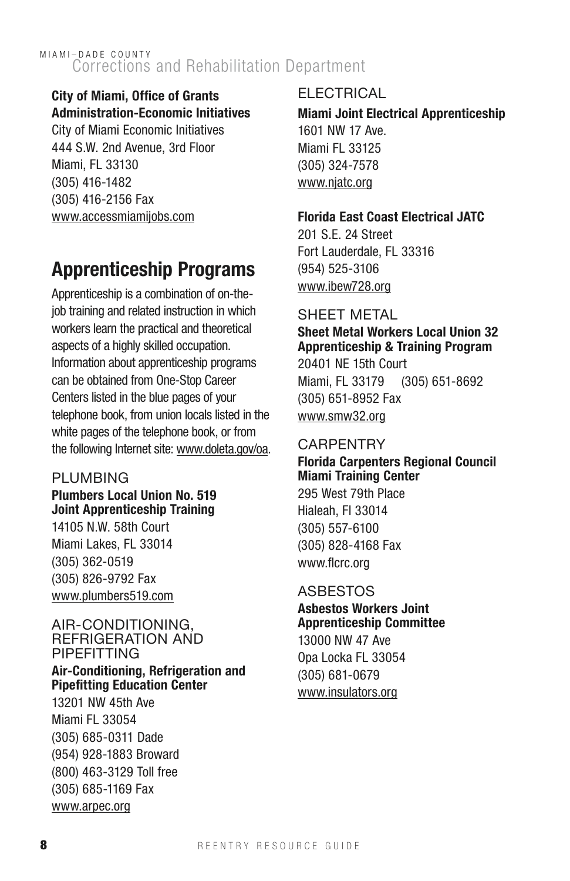**City of Miami, Office of Grants Administration-Economic Initiatives**
City of Miami Economic Initiatives
444 S.W. 2nd Avenue, 3rd Floor
Miami, FL 33130
(305) 416-1482
(305) 416-2156 Fax
www.accessmiamijobs.com

## Apprenticeship Programs

Apprenticeship is a combination of on-the-job training and related instruction in which workers learn the practical and theoretical aspects of a highly skilled occupation. Information about apprenticeship programs can be obtained from One-Stop Career Centers listed in the blue pages of your telephone book, from union locals listed in the white pages of the telephone book, or from the following Internet site: www.doleta.gov/oa.

### PLUMBING

**Plumbers Local Union No. 519 Joint Apprenticeship Training**
14105 N.W. 58th Court
Miami Lakes, FL 33014
(305) 362-0519
(305) 826-9792 Fax
www.plumbers519.com

### AIR-CONDITIONING, REFRIGERATION AND PIPEFITTING

**Air-Conditioning, Refrigeration and Pipefitting Education Center**
13201 NW 45th Ave
Miami FL 33054
(305) 685-0311 Dade
(954) 928-1883 Broward
(800) 463-3129 Toll free
(305) 685-1169 Fax
www.arpec.org

### ELECTRICAL

**Miami Joint Electrical Apprenticeship**
1601 NW 17 Ave.
Miami FL 33125
(305) 324-7578
www.njatc.org

**Florida East Coast Electrical JATC**
201 S.E. 24 Street
Fort Lauderdale, FL 33316
(954) 525-3106
www.ibew728.org

### SHEET METAL

**Sheet Metal Workers Local Union 32 Apprenticeship & Training Program**
20401 NE 15th Court
Miami, FL 33179 (305) 651-8692
(305) 651-8952 Fax
www.smw32.org

### CARPENTRY

**Florida Carpenters Regional Council Miami Training Center**
295 West 79th Place
Hialeah, Fl 33014
(305) 557-6100
(305) 828-4168 Fax
www.flcrc.org

### ASBESTOS

**Asbestos Workers Joint Apprenticeship Committee**
13000 NW 47 Ave
Opa Locka FL 33054
(305) 681-0679
www.insulators.org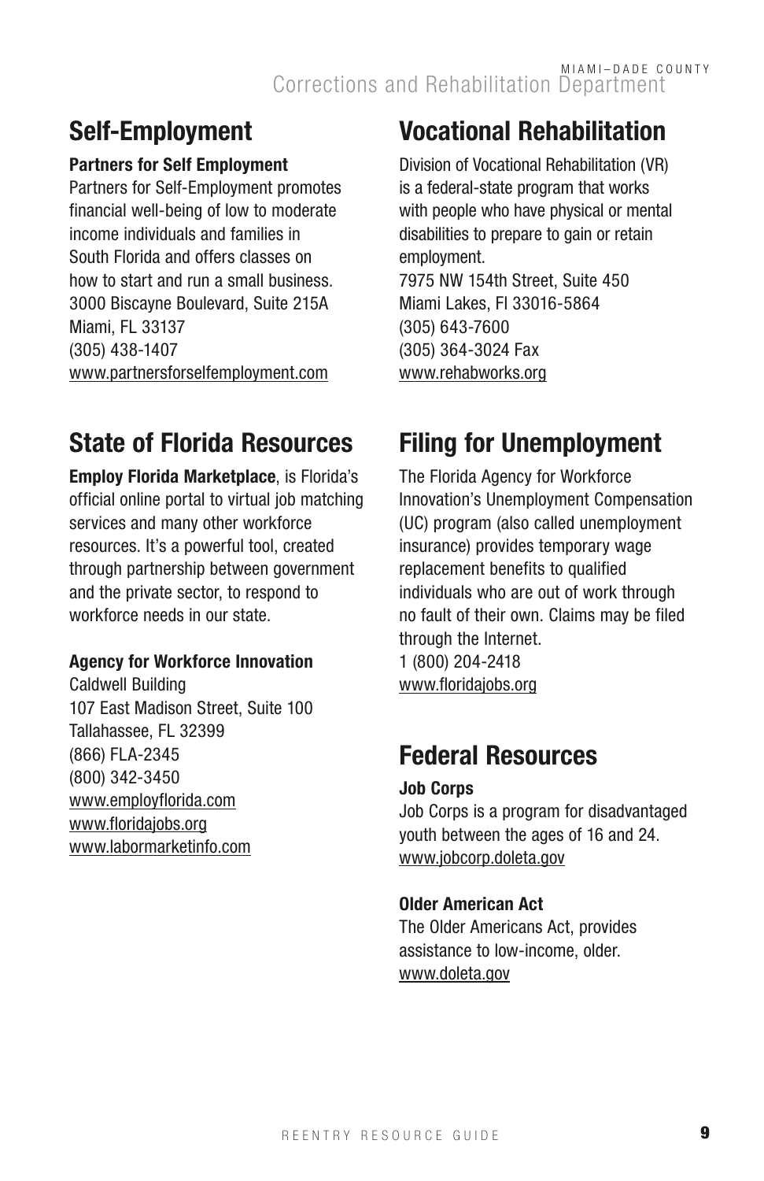## Self-Employment

**Partners for Self Employment**
Partners for Self-Employment promotes financial well-being of low to moderate income individuals and families in South Florida and offers classes on how to start and run a small business.
3000 Biscayne Boulevard, Suite 215A
Miami, FL 33137
(305) 438-1407
www.partnersforselfemployment.com

## State of Florida Resources

**Employ Florida Marketplace**, is Florida's official online portal to virtual job matching services and many other workforce resources. It's a powerful tool, created through partnership between government and the private sector, to respond to workforce needs in our state.

**Agency for Workforce Innovation**
Caldwell Building
107 East Madison Street, Suite 100
Tallahassee, FL 32399
(866) FLA-2345
(800) 342-3450
www.employflorida.com
www.floridajobs.org
www.labormarketinfo.com

## Vocational Rehabilitation

Division of Vocational Rehabilitation (VR) is a federal-state program that works with people who have physical or mental disabilities to prepare to gain or retain employment.
7975 NW 154th Street, Suite 450
Miami Lakes, Fl 33016-5864
(305) 643-7600
(305) 364-3024 Fax
www.rehabworks.org

## Filing for Unemployment

The Florida Agency for Workforce Innovation's Unemployment Compensation (UC) program (also called unemployment insurance) provides temporary wage replacement benefits to qualified individuals who are out of work through no fault of their own. Claims may be filed through the Internet.
1 (800) 204-2418
www.floridajobs.org

## Federal Resources

**Job Corps**
Job Corps is a program for disadvantaged youth between the ages of 16 and 24.
www.jobcorp.doleta.gov

**Older American Act**
The Older Americans Act, provides assistance to low-income, older.
www.doleta.gov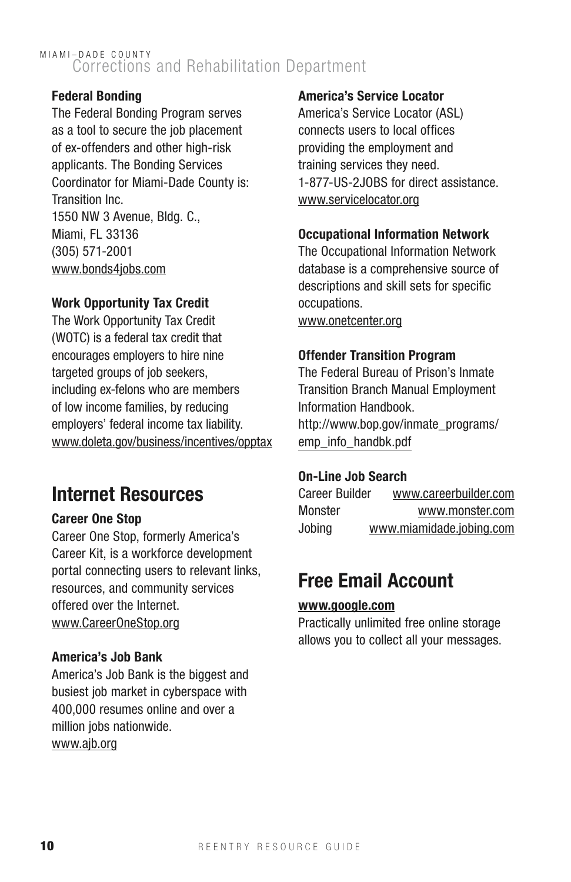**Federal Bonding**
The Federal Bonding Program serves as a tool to secure the job placement of ex-offenders and other high-risk applicants. The Bonding Services Coordinator for Miami-Dade County is:
Transition Inc.
1550 NW 3 Avenue, Bldg. C.,
Miami, FL 33136
(305) 571-2001
www.bonds4jobs.com

**Work Opportunity Tax Credit**
The Work Opportunity Tax Credit (WOTC) is a federal tax credit that encourages employers to hire nine targeted groups of job seekers, including ex-felons who are members of low income families, by reducing employers' federal income tax liability.
www.doleta.gov/business/incentives/opptax

## Internet Resources

**Career One Stop**
Career One Stop, formerly America's Career Kit, is a workforce development portal connecting users to relevant links, resources, and community services offered over the Internet.
www.CareerOneStop.org

**America's Job Bank**
America's Job Bank is the biggest and busiest job market in cyberspace with 400,000 resumes online and over a million jobs nationwide.
www.ajb.org

**America's Service Locator**
America's Service Locator (ASL) connects users to local offices providing the employment and training services they need.
1-877-US-2JOBS for direct assistance.
www.servicelocator.org

**Occupational Information Network**
The Occupational Information Network database is a comprehensive source of descriptions and skill sets for specific occupations.
www.onetcenter.org

**Offender Transition Program**
The Federal Bureau of Prison's Inmate Transition Branch Manual Employment Information Handbook.
http://www.bop.gov/inmate_programs/emp_info_handbk.pdf

**On-Line Job Search**

| | |
|---|---|
| Career Builder | www.careerbuilder.com |
| Monster | www.monster.com |
| Jobing | www.miamidade.jobing.com |

## Free Email Account

**www.google.com**
Practically unlimited free online storage allows you to collect all your messages.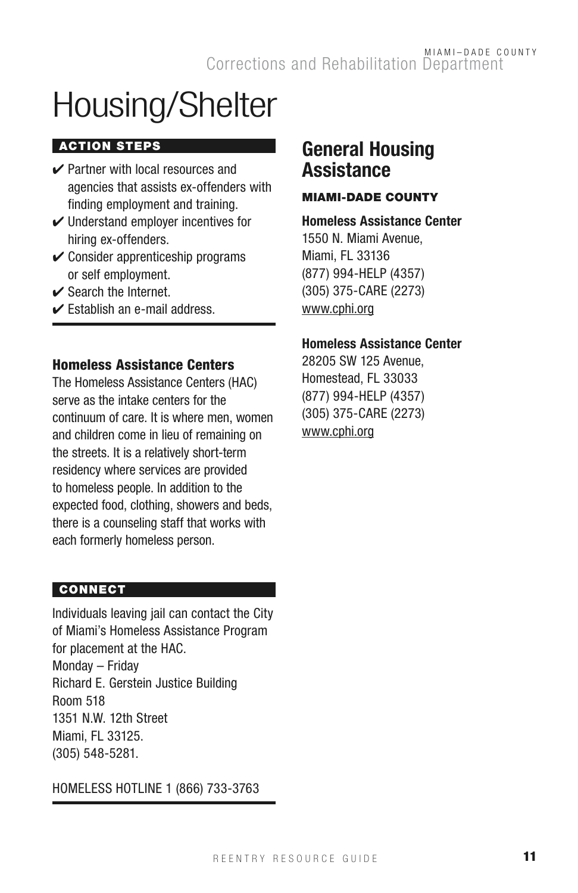# Housing/Shelter

**ACTION STEPS**

- ✔ Partner with local resources and agencies that assists ex-offenders with finding employment and training.
- ✔ Understand employer incentives for hiring ex-offenders.
- ✔ Consider apprenticeship programs or self employment.
- ✔ Search the Internet.
- ✔ Establish an e-mail address.

### Homeless Assistance Centers

The Homeless Assistance Centers (HAC) serve as the intake centers for the continuum of care. It is where men, women and children come in lieu of remaining on the streets. It is a relatively short-term residency where services are provided to homeless people. In addition to the expected food, clothing, showers and beds, there is a counseling staff that works with each formerly homeless person.

**CONNECT**

Individuals leaving jail can contact the City of Miami's Homeless Assistance Program for placement at the HAC.
Monday – Friday
Richard E. Gerstein Justice Building
Room 518
1351 N.W. 12th Street
Miami, FL 33125.
(305) 548-5281.

HOMELESS HOTLINE 1 (866) 733-3763

## General Housing Assistance

**MIAMI-DADE COUNTY**

**Homeless Assistance Center**
1550 N. Miami Avenue,
Miami, FL 33136
(877) 994-HELP (4357)
(305) 375-CARE (2273)
www.cphi.org

**Homeless Assistance Center**
28205 SW 125 Avenue,
Homestead, FL 33033
(877) 994-HELP (4357)
(305) 375-CARE (2273)
www.cphi.org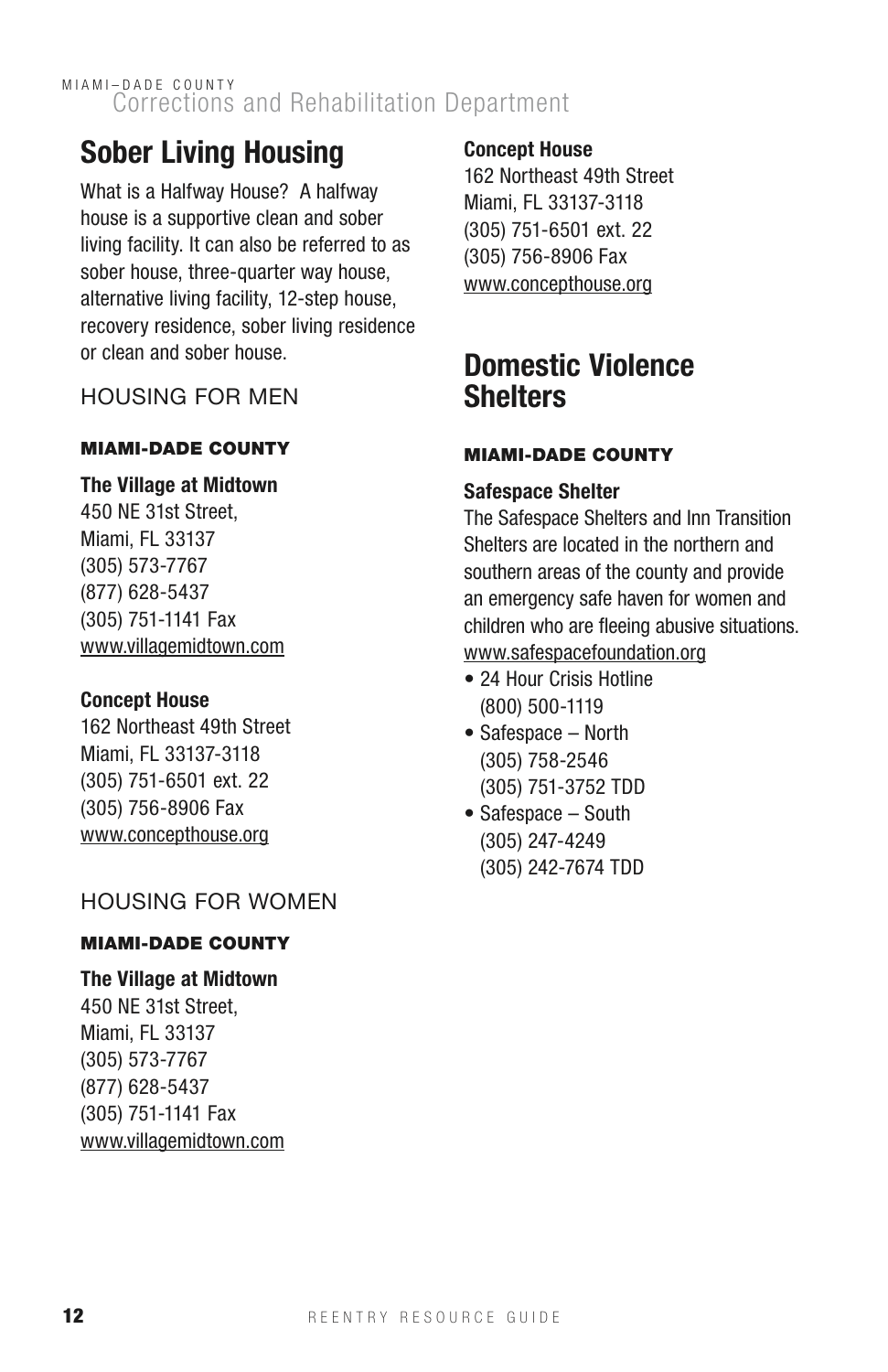## Sober Living Housing

What is a Halfway House? A halfway house is a supportive clean and sober living facility. It can also be referred to as sober house, three-quarter way house, alternative living facility, 12-step house, recovery residence, sober living residence or clean and sober house.

### HOUSING FOR MEN

#### MIAMI-DADE COUNTY

**The Village at Midtown**
450 NE 31st Street,
Miami, FL 33137
(305) 573-7767
(877) 628-5437
(305) 751-1141 Fax
www.villagemidtown.com

**Concept House**
162 Northeast 49th Street
Miami, FL 33137-3118
(305) 751-6501 ext. 22
(305) 756-8906 Fax
www.concepthouse.org

### HOUSING FOR WOMEN

#### MIAMI-DADE COUNTY

**The Village at Midtown**
450 NE 31st Street,
Miami, FL 33137
(305) 573-7767
(877) 628-5437
(305) 751-1141 Fax
www.villagemidtown.com

**Concept House**
162 Northeast 49th Street
Miami, FL 33137-3118
(305) 751-6501 ext. 22
(305) 756-8906 Fax
www.concepthouse.org

## Domestic Violence Shelters

#### MIAMI-DADE COUNTY

**Safespace Shelter**
The Safespace Shelters and Inn Transition Shelters are located in the northern and southern areas of the county and provide an emergency safe haven for women and children who are fleeing abusive situations.
www.safespacefoundation.org

- 24 Hour Crisis Hotline
  (800) 500-1119
- Safespace – North
  (305) 758-2546
  (305) 751-3752 TDD
- Safespace – South
  (305) 247-4249
  (305) 242-7674 TDD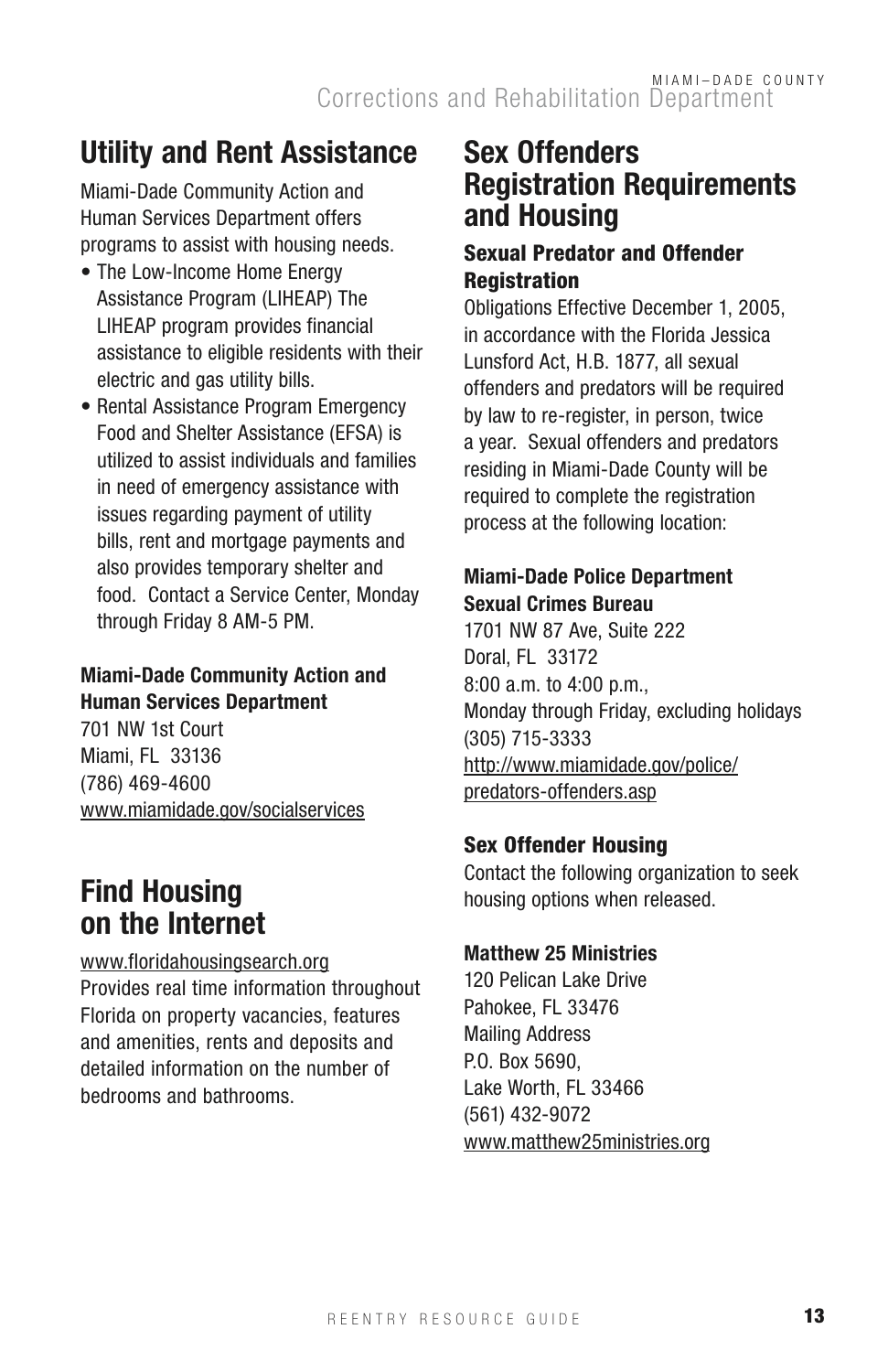## Utility and Rent Assistance

Miami-Dade Community Action and Human Services Department offers programs to assist with housing needs.

- The Low-Income Home Energy Assistance Program (LIHEAP) The LIHEAP program provides financial assistance to eligible residents with their electric and gas utility bills.
- Rental Assistance Program Emergency Food and Shelter Assistance (EFSA) is utilized to assist individuals and families in need of emergency assistance with issues regarding payment of utility bills, rent and mortgage payments and also provides temporary shelter and food. Contact a Service Center, Monday through Friday 8 AM-5 PM.

**Miami-Dade Community Action and Human Services Department**
701 NW 1st Court
Miami, FL 33136
(786) 469-4600
www.miamidade.gov/socialservices

## Find Housing on the Internet

www.floridahousingsearch.org
Provides real time information throughout Florida on property vacancies, features and amenities, rents and deposits and detailed information on the number of bedrooms and bathrooms.

## Sex Offenders Registration Requirements and Housing

### Sexual Predator and Offender Registration

Obligations Effective December 1, 2005, in accordance with the Florida Jessica Lunsford Act, H.B. 1877, all sexual offenders and predators will be required by law to re-register, in person, twice a year. Sexual offenders and predators residing in Miami-Dade County will be required to complete the registration process at the following location:

**Miami-Dade Police Department Sexual Crimes Bureau**
1701 NW 87 Ave, Suite 222
Doral, FL 33172
8:00 a.m. to 4:00 p.m.,
Monday through Friday, excluding holidays
(305) 715-3333
http://www.miamidade.gov/police/predators-offenders.asp

### Sex Offender Housing

Contact the following organization to seek housing options when released.

**Matthew 25 Ministries**
120 Pelican Lake Drive
Pahokee, FL 33476
Mailing Address
P.O. Box 5690,
Lake Worth, FL 33466
(561) 432-9072
www.matthew25ministries.org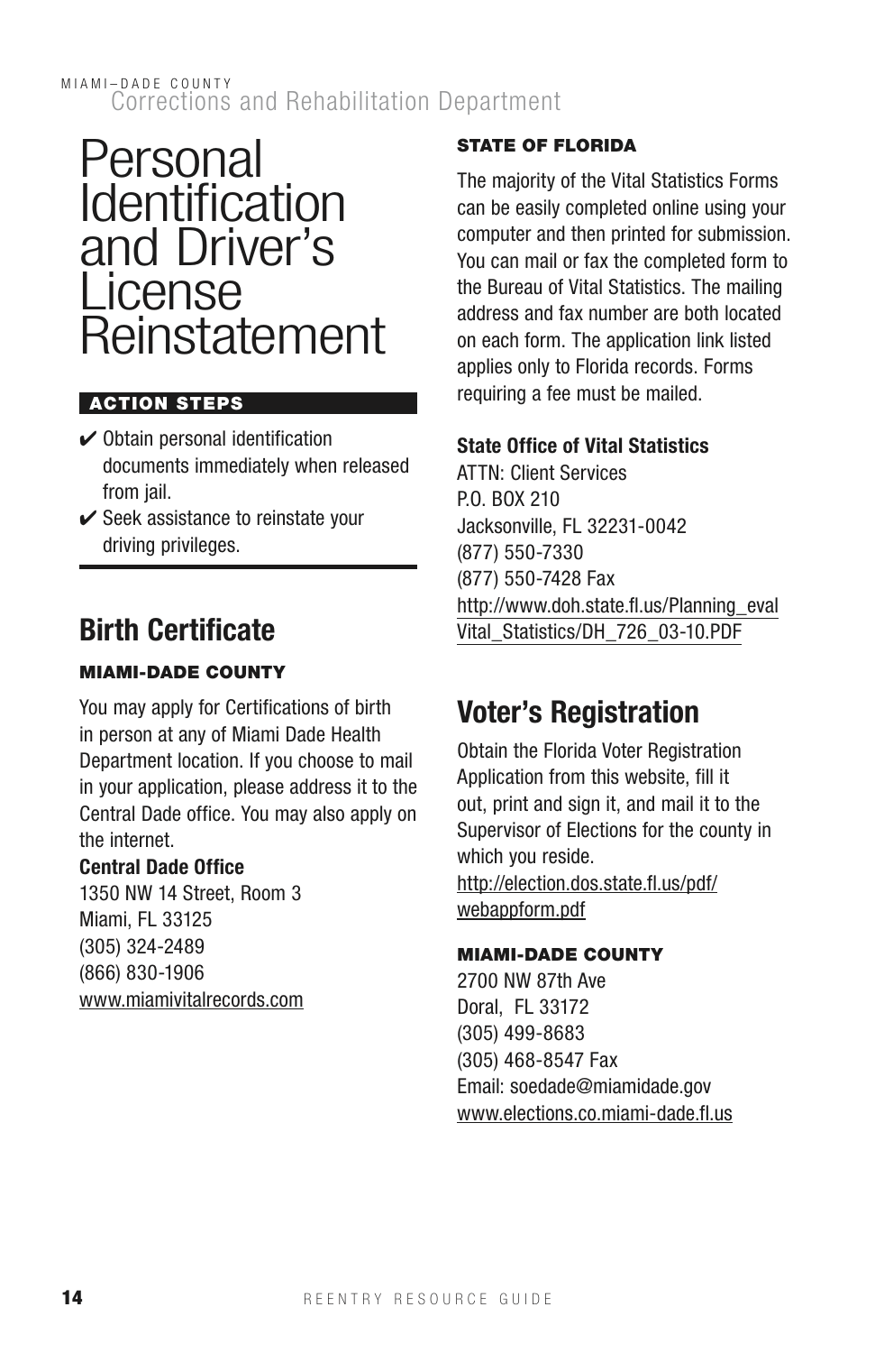# Personal Identification and Driver's License Reinstatement

**ACTION STEPS**

- ✔ Obtain personal identification documents immediately when released from jail.
- ✔ Seek assistance to reinstate your driving privileges.

## Birth Certificate

### MIAMI-DADE COUNTY

You may apply for Certifications of birth in person at any of Miami Dade Health Department location. If you choose to mail in your application, please address it to the Central Dade office. You may also apply on the internet.

**Central Dade Office**
1350 NW 14 Street, Room 3
Miami, FL 33125
(305) 324-2489
(866) 830-1906
www.miamivitalrecords.com

### STATE OF FLORIDA

The majority of the Vital Statistics Forms can be easily completed online using your computer and then printed for submission. You can mail or fax the completed form to the Bureau of Vital Statistics. The mailing address and fax number are both located on each form. The application link listed applies only to Florida records. Forms requiring a fee must be mailed.

**State Office of Vital Statistics**
ATTN: Client Services
P.O. BOX 210
Jacksonville, FL 32231-0042
(877) 550-7330
(877) 550-7428 Fax
http://www.doh.state.fl.us/Planning_eval Vital_Statistics/DH_726_03-10.PDF

## Voter's Registration

Obtain the Florida Voter Registration Application from this website, fill it out, print and sign it, and mail it to the Supervisor of Elections for the county in which you reside.
http://election.dos.state.fl.us/pdf/webappform.pdf

### MIAMI-DADE COUNTY

2700 NW 87th Ave
Doral, FL 33172
(305) 499-8683
(305) 468-8547 Fax
Email: soedade@miamidade.gov
www.elections.co.miami-dade.fl.us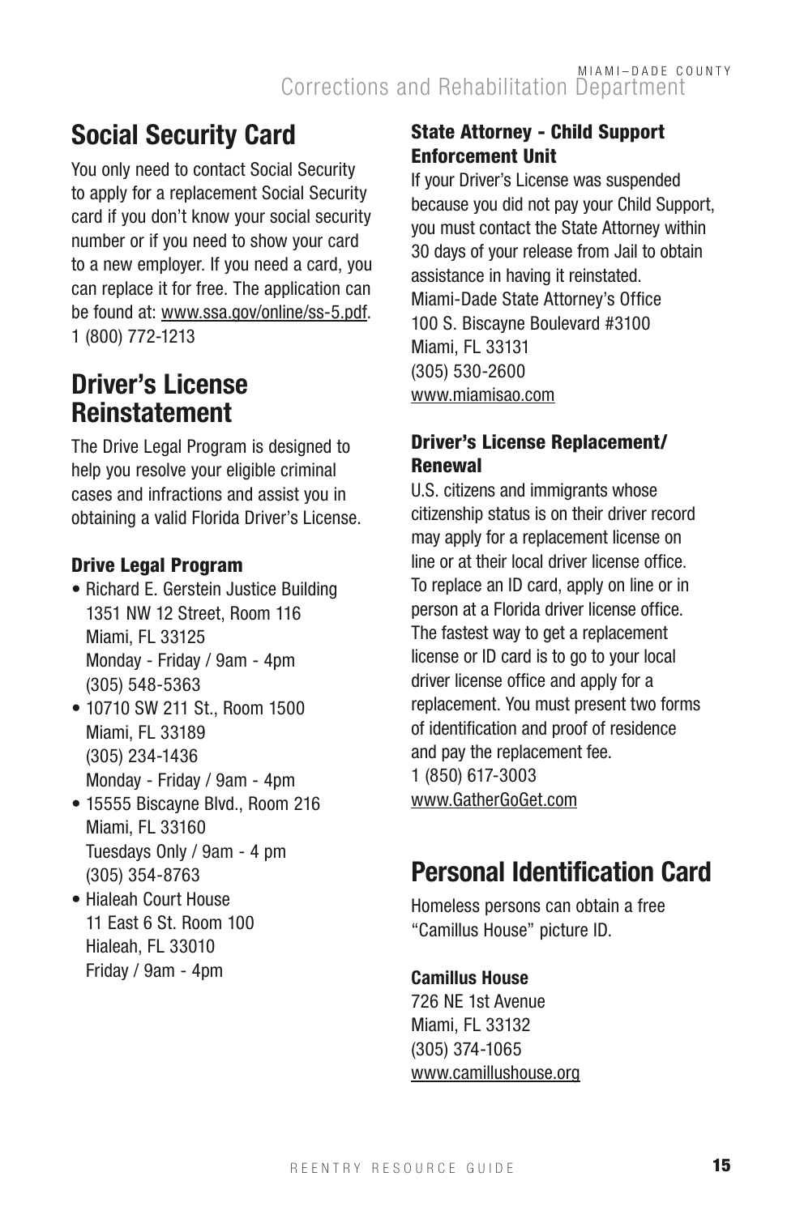## Social Security Card

You only need to contact Social Security to apply for a replacement Social Security card if you don't know your social security number or if you need to show your card to a new employer. If you need a card, you can replace it for free. The application can be found at: www.ssa.gov/online/ss-5.pdf.
1 (800) 772-1213

## Driver's License Reinstatement

The Drive Legal Program is designed to help you resolve your eligible criminal cases and infractions and assist you in obtaining a valid Florida Driver's License.

### Drive Legal Program

- Richard E. Gerstein Justice Building
  1351 NW 12 Street, Room 116
  Miami, FL 33125
  Monday - Friday / 9am - 4pm
  (305) 548-5363
- 10710 SW 211 St., Room 1500
  Miami, FL 33189
  (305) 234-1436
  Monday - Friday / 9am - 4pm
- 15555 Biscayne Blvd., Room 216
  Miami, FL 33160
  Tuesdays Only / 9am - 4 pm
  (305) 354-8763
- Hialeah Court House
  11 East 6 St. Room 100
  Hialeah, FL 33010
  Friday / 9am - 4pm

### State Attorney - Child Support Enforcement Unit

If your Driver's License was suspended because you did not pay your Child Support, you must contact the State Attorney within 30 days of your release from Jail to obtain assistance in having it reinstated.
Miami-Dade State Attorney's Office
100 S. Biscayne Boulevard #3100
Miami, FL 33131
(305) 530-2600
www.miamisao.com

### Driver's License Replacement/ Renewal

U.S. citizens and immigrants whose citizenship status is on their driver record may apply for a replacement license on line or at their local driver license office. To replace an ID card, apply on line or in person at a Florida driver license office. The fastest way to get a replacement license or ID card is to go to your local driver license office and apply for a replacement. You must present two forms of identification and proof of residence and pay the replacement fee.
1 (850) 617-3003
www.GatherGoGet.com

## Personal Identification Card

Homeless persons can obtain a free "Camillus House" picture ID.

**Camillus House**
726 NE 1st Avenue
Miami, FL 33132
(305) 374-1065
www.camillushouse.org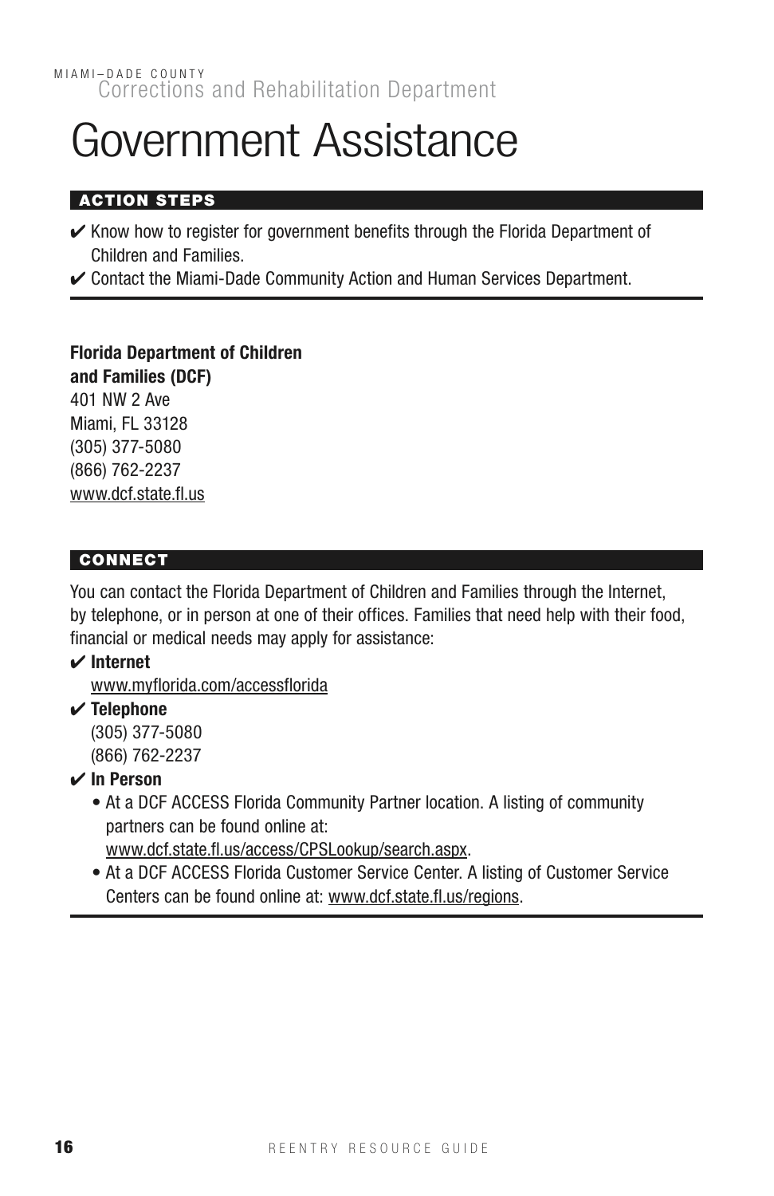# Government Assistance

## ACTION STEPS

- ✔ Know how to register for government benefits through the Florida Department of Children and Families.
- ✔ Contact the Miami-Dade Community Action and Human Services Department.

**Florida Department of Children and Families (DCF)**
401 NW 2 Ave
Miami, FL 33128
(305) 377-5080
(866) 762-2237
www.dcf.state.fl.us

## CONNECT

You can contact the Florida Department of Children and Families through the Internet, by telephone, or in person at one of their offices. Families that need help with their food, financial or medical needs may apply for assistance:

- ✔ **Internet**
  www.myflorida.com/accessflorida
- ✔ **Telephone**
  (305) 377-5080
  (866) 762-2237
- ✔ **In Person**
  - At a DCF ACCESS Florida Community Partner location. A listing of community partners can be found online at: www.dcf.state.fl.us/access/CPSLookup/search.aspx.
  - At a DCF ACCESS Florida Customer Service Center. A listing of Customer Service Centers can be found online at: www.dcf.state.fl.us/regions.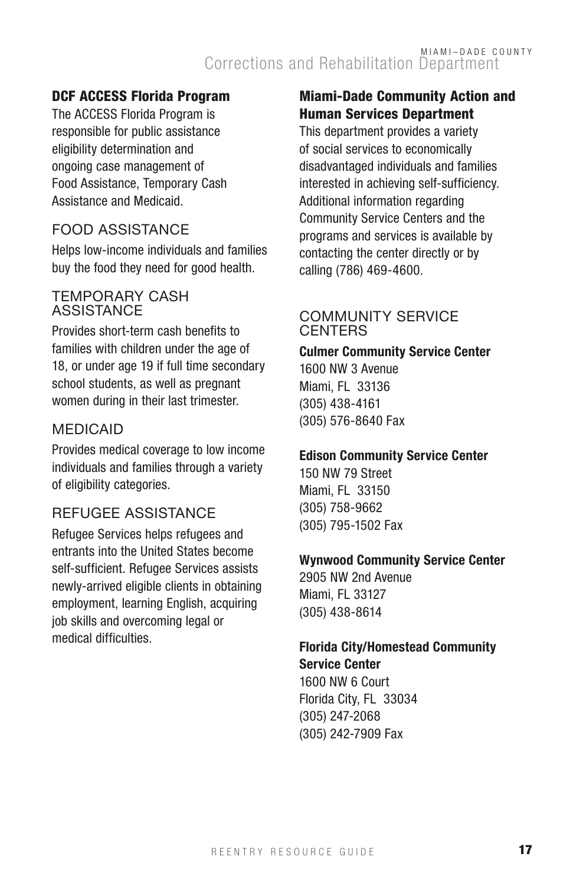### DCF ACCESS Florida Program

The ACCESS Florida Program is responsible for public assistance eligibility determination and ongoing case management of Food Assistance, Temporary Cash Assistance and Medicaid.

#### FOOD ASSISTANCE

Helps low-income individuals and families buy the food they need for good health.

#### TEMPORARY CASH ASSISTANCE

Provides short-term cash benefits to families with children under the age of 18, or under age 19 if full time secondary school students, as well as pregnant women during in their last trimester.

#### MEDICAID

Provides medical coverage to low income individuals and families through a variety of eligibility categories.

#### REFUGEE ASSISTANCE

Refugee Services helps refugees and entrants into the United States become self-sufficient. Refugee Services assists newly-arrived eligible clients in obtaining employment, learning English, acquiring job skills and overcoming legal or medical difficulties.

### Miami-Dade Community Action and Human Services Department

This department provides a variety of social services to economically disadvantaged individuals and families interested in achieving self-sufficiency. Additional information regarding Community Service Centers and the programs and services is available by contacting the center directly or by calling (786) 469-4600.

#### COMMUNITY SERVICE CENTERS

**Culmer Community Service Center**
1600 NW 3 Avenue
Miami, FL 33136
(305) 438-4161
(305) 576-8640 Fax

**Edison Community Service Center**
150 NW 79 Street
Miami, FL 33150
(305) 758-9662
(305) 795-1502 Fax

**Wynwood Community Service Center**
2905 NW 2nd Avenue
Miami, FL 33127
(305) 438-8614

**Florida City/Homestead Community Service Center**
1600 NW 6 Court
Florida City, FL 33034
(305) 247-2068
(305) 242-7909 Fax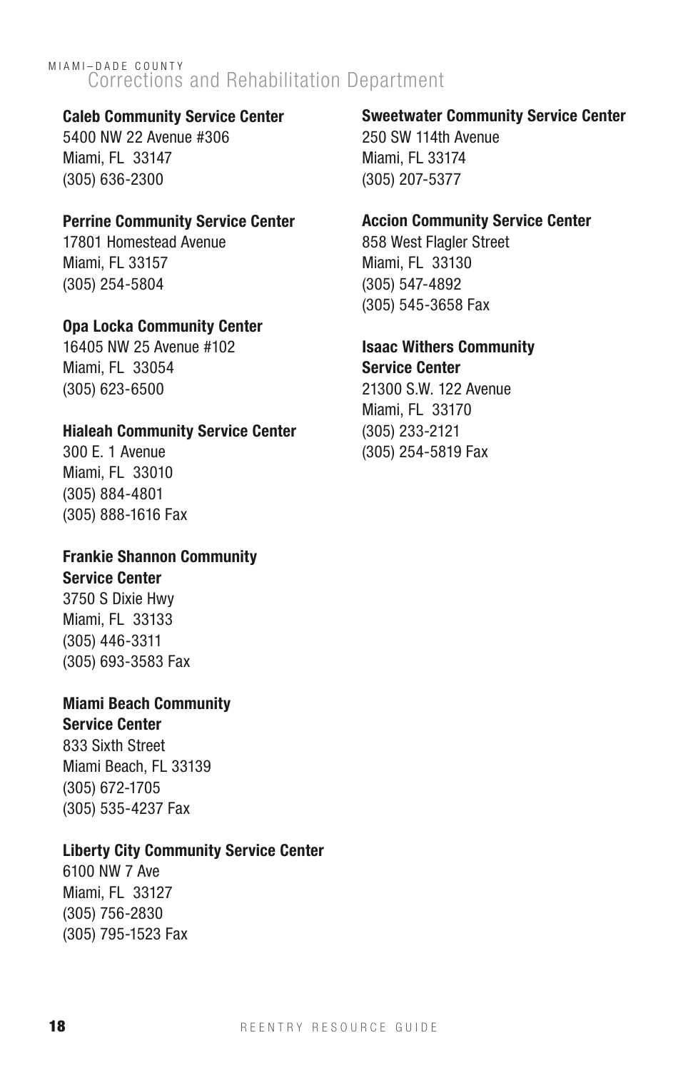**Caleb Community Service Center**
5400 NW 22 Avenue #306
Miami, FL 33147
(305) 636-2300

**Perrine Community Service Center**
17801 Homestead Avenue
Miami, FL 33157
(305) 254-5804

**Opa Locka Community Center**
16405 NW 25 Avenue #102
Miami, FL 33054
(305) 623-6500

**Hialeah Community Service Center**
300 E. 1 Avenue
Miami, FL 33010
(305) 884-4801
(305) 888-1616 Fax

**Frankie Shannon Community Service Center**
3750 S Dixie Hwy
Miami, FL 33133
(305) 446-3311
(305) 693-3583 Fax

**Miami Beach Community Service Center**
833 Sixth Street
Miami Beach, FL 33139
(305) 672-1705
(305) 535-4237 Fax

**Liberty City Community Service Center**
6100 NW 7 Ave
Miami, FL 33127
(305) 756-2830
(305) 795-1523 Fax

**Sweetwater Community Service Center**
250 SW 114th Avenue
Miami, FL 33174
(305) 207-5377

**Accion Community Service Center**
858 West Flagler Street
Miami, FL 33130
(305) 547-4892
(305) 545-3658 Fax

**Isaac Withers Community Service Center**
21300 S.W. 122 Avenue
Miami, FL 33170
(305) 233-2121
(305) 254-5819 Fax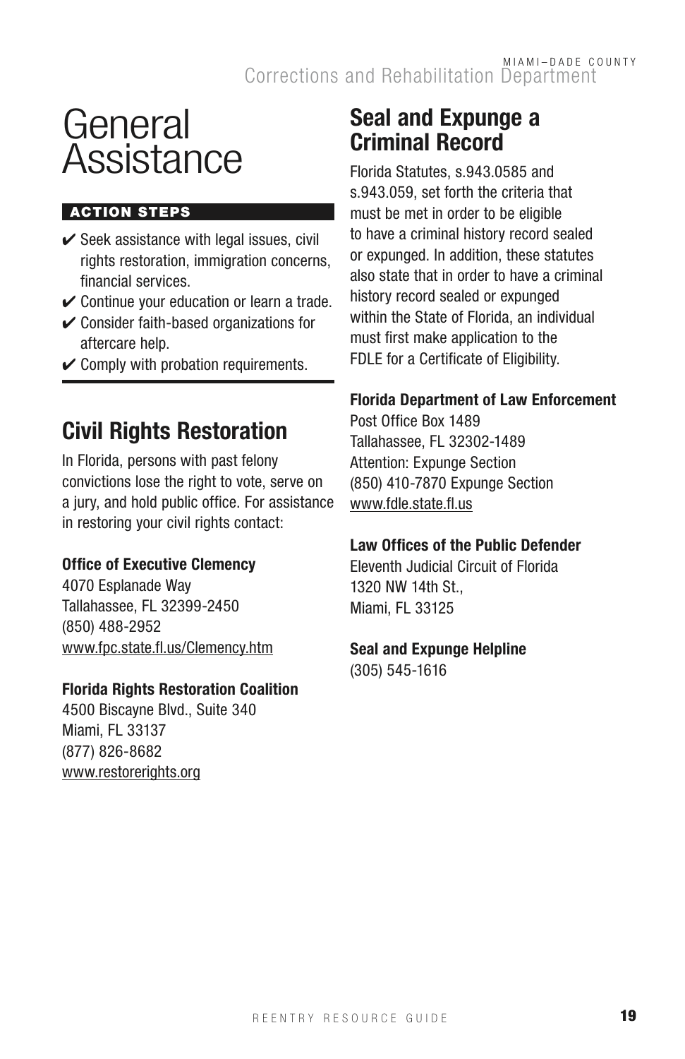# General Assistance

**ACTION STEPS**

- ✔ Seek assistance with legal issues, civil rights restoration, immigration concerns, financial services.
- ✔ Continue your education or learn a trade.
- ✔ Consider faith-based organizations for aftercare help.
- ✔ Comply with probation requirements.

## Civil Rights Restoration

In Florida, persons with past felony convictions lose the right to vote, serve on a jury, and hold public office. For assistance in restoring your civil rights contact:

**Office of Executive Clemency**
4070 Esplanade Way
Tallahassee, FL 32399-2450
(850) 488-2952
www.fpc.state.fl.us/Clemency.htm

**Florida Rights Restoration Coalition**
4500 Biscayne Blvd., Suite 340
Miami, FL 33137
(877) 826-8682
www.restorerights.org

## Seal and Expunge a Criminal Record

Florida Statutes, s.943.0585 and s.943.059, set forth the criteria that must be met in order to be eligible to have a criminal history record sealed or expunged. In addition, these statutes also state that in order to have a criminal history record sealed or expunged within the State of Florida, an individual must first make application to the FDLE for a Certificate of Eligibility.

**Florida Department of Law Enforcement**
Post Office Box 1489
Tallahassee, FL 32302-1489
Attention: Expunge Section
(850) 410-7870 Expunge Section
www.fdle.state.fl.us

**Law Offices of the Public Defender**
Eleventh Judicial Circuit of Florida
1320 NW 14th St.,
Miami, FL 33125

**Seal and Expunge Helpline**
(305) 545-1616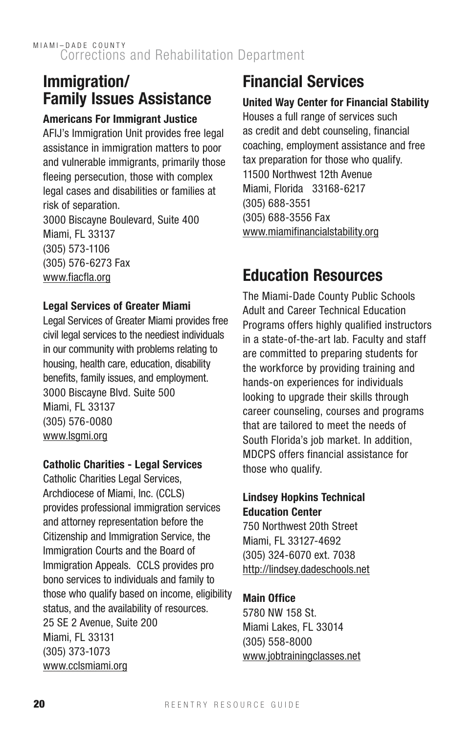## Immigration/ Family Issues Assistance

**Americans For Immigrant Justice**

AFIJ's Immigration Unit provides free legal assistance in immigration matters to poor and vulnerable immigrants, primarily those fleeing persecution, those with complex legal cases and disabilities or families at risk of separation.

3000 Biscayne Boulevard, Suite 400
Miami, FL 33137
(305) 573-1106
(305) 576-6273 Fax
www.fiacfla.org

**Legal Services of Greater Miami**

Legal Services of Greater Miami provides free civil legal services to the neediest individuals in our community with problems relating to housing, health care, education, disability benefits, family issues, and employment.

3000 Biscayne Blvd. Suite 500
Miami, FL 33137
(305) 576-0080
www.lsgmi.org

**Catholic Charities - Legal Services**

Catholic Charities Legal Services, Archdiocese of Miami, Inc. (CCLS) provides professional immigration services and attorney representation before the Citizenship and Immigration Service, the Immigration Courts and the Board of Immigration Appeals. CCLS provides pro bono services to individuals and family to those who qualify based on income, eligibility status, and the availability of resources.

25 SE 2 Avenue, Suite 200
Miami, FL 33131
(305) 373-1073
www.cclsmiami.org

## Financial Services

**United Way Center for Financial Stability**

Houses a full range of services such as credit and debt counseling, financial coaching, employment assistance and free tax preparation for those who qualify.

11500 Northwest 12th Avenue
Miami, Florida 33168-6217
(305) 688-3551
(305) 688-3556 Fax
www.miamifinancialstability.org

## Education Resources

The Miami-Dade County Public Schools Adult and Career Technical Education Programs offers highly qualified instructors in a state-of-the-art lab. Faculty and staff are committed to preparing students for the workforce by providing training and hands-on experiences for individuals looking to upgrade their skills through career counseling, courses and programs that are tailored to meet the needs of South Florida's job market. In addition, MDCPS offers financial assistance for those who qualify.

**Lindsey Hopkins Technical Education Center**

750 Northwest 20th Street
Miami, FL 33127-4692
(305) 324-6070 ext. 7038
http://lindsey.dadeschools.net

**Main Office**

5780 NW 158 St.
Miami Lakes, FL 33014
(305) 558-8000
www.jobtrainingclasses.net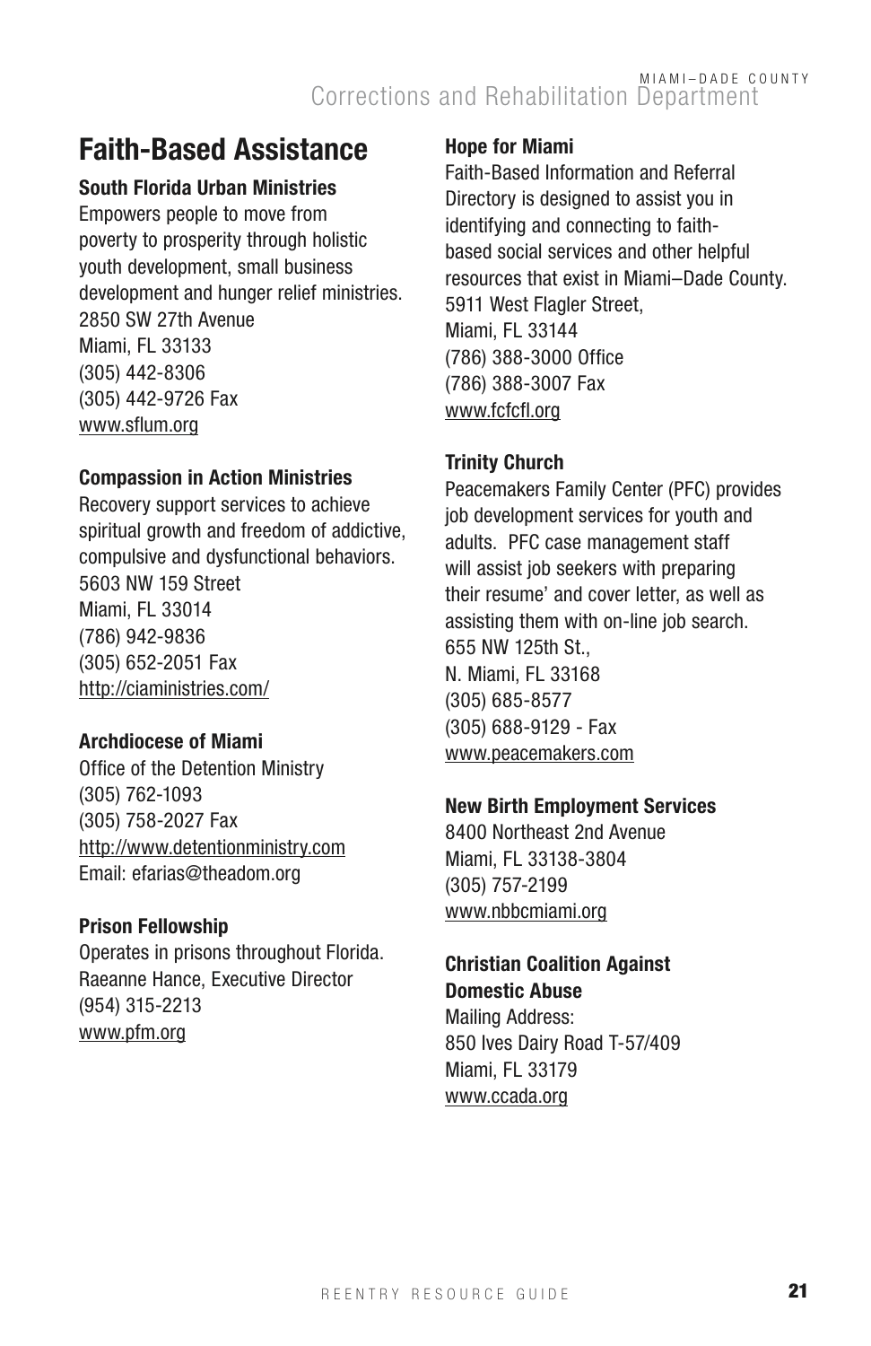## Faith-Based Assistance

**South Florida Urban Ministries**
Empowers people to move from poverty to prosperity through holistic youth development, small business development and hunger relief ministries.
2850 SW 27th Avenue
Miami, FL 33133
(305) 442-8306
(305) 442-9726 Fax
www.sflum.org

**Compassion in Action Ministries**
Recovery support services to achieve spiritual growth and freedom of addictive, compulsive and dysfunctional behaviors.
5603 NW 159 Street
Miami, FL 33014
(786) 942-9836
(305) 652-2051 Fax
http://ciaministries.com/

**Archdiocese of Miami**
Office of the Detention Ministry
(305) 762-1093
(305) 758-2027 Fax
http://www.detentionministry.com
Email: efarias@theadom.org

**Prison Fellowship**
Operates in prisons throughout Florida.
Raeanne Hance, Executive Director
(954) 315-2213
www.pfm.org

**Hope for Miami**
Faith-Based Information and Referral Directory is designed to assist you in identifying and connecting to faith-based social services and other helpful resources that exist in Miami–Dade County.
5911 West Flagler Street,
Miami, FL 33144
(786) 388-3000 Office
(786) 388-3007 Fax
www.fcfcfl.org

**Trinity Church**
Peacemakers Family Center (PFC) provides job development services for youth and adults. PFC case management staff will assist job seekers with preparing their resume' and cover letter, as well as assisting them with on-line job search.
655 NW 125th St.,
N. Miami, FL 33168
(305) 685-8577
(305) 688-9129 - Fax
www.peacemakers.com

**New Birth Employment Services**
8400 Northeast 2nd Avenue
Miami, FL 33138-3804
(305) 757-2199
www.nbbcmiami.org

**Christian Coalition Against Domestic Abuse**
Mailing Address:
850 Ives Dairy Road T-57/409
Miami, FL 33179
www.ccada.org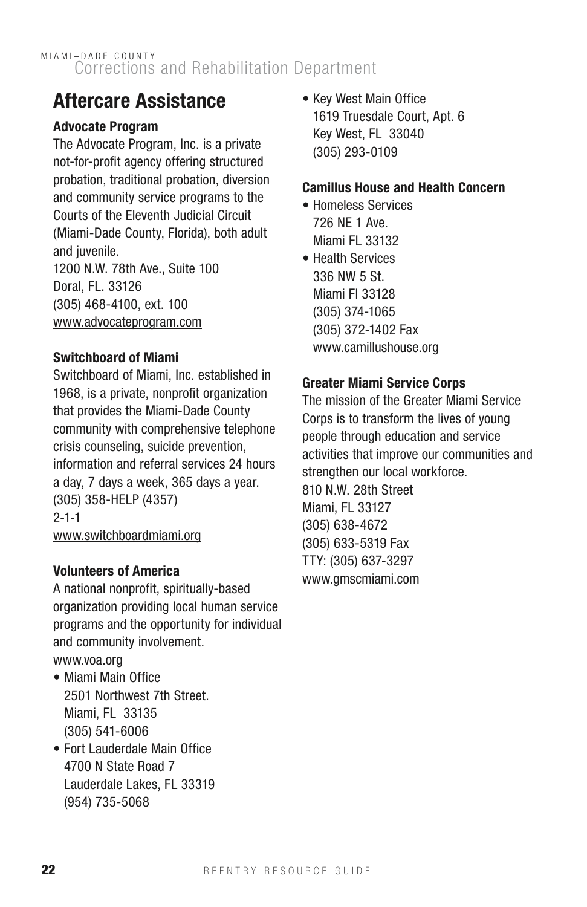# Aftercare Assistance

**Advocate Program**

The Advocate Program, Inc. is a private not-for-profit agency offering structured probation, traditional probation, diversion and community service programs to the Courts of the Eleventh Judicial Circuit (Miami-Dade County, Florida), both adult and juvenile.
1200 N.W. 78th Ave., Suite 100
Doral, FL. 33126
(305) 468-4100, ext. 100
www.advocateprogram.com

**Switchboard of Miami**

Switchboard of Miami, Inc. established in 1968, is a private, nonprofit organization that provides the Miami-Dade County community with comprehensive telephone crisis counseling, suicide prevention, information and referral services 24 hours a day, 7 days a week, 365 days a year.
(305) 358-HELP (4357)
2-1-1
www.switchboardmiami.org

**Volunteers of America**

A national nonprofit, spiritually-based organization providing local human service programs and the opportunity for individual and community involvement.
www.voa.org

- Miami Main Office
  2501 Northwest 7th Street.
  Miami, FL 33135
  (305) 541-6006
- Fort Lauderdale Main Office
  4700 N State Road 7
  Lauderdale Lakes, FL 33319
  (954) 735-5068
- Key West Main Office
  1619 Truesdale Court, Apt. 6
  Key West, FL 33040
  (305) 293-0109

**Camillus House and Health Concern**

- Homeless Services
  726 NE 1 Ave.
  Miami FL 33132
- Health Services
  336 NW 5 St.
  Miami Fl 33128
  (305) 374-1065
  (305) 372-1402 Fax
  www.camillushouse.org

**Greater Miami Service Corps**

The mission of the Greater Miami Service Corps is to transform the lives of young people through education and service activities that improve our communities and strengthen our local workforce.
810 N.W. 28th Street
Miami, FL 33127
(305) 638-4672
(305) 633-5319 Fax
TTY: (305) 637-3297
www.gmscmiami.com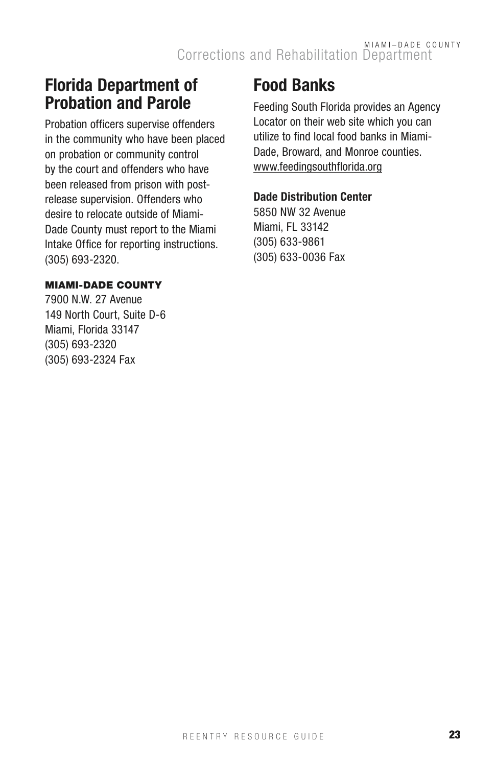## Florida Department of Probation and Parole

Probation officers supervise offenders in the community who have been placed on probation or community control by the court and offenders who have been released from prison with post-release supervision. Offenders who desire to relocate outside of Miami-Dade County must report to the Miami Intake Office for reporting instructions. (305) 693-2320.

**MIAMI-DADE COUNTY**
7900 N.W. 27 Avenue
149 North Court, Suite D-6
Miami, Florida 33147
(305) 693-2320
(305) 693-2324 Fax

## Food Banks

Feeding South Florida provides an Agency Locator on their web site which you can utilize to find local food banks in Miami-Dade, Broward, and Monroe counties.
www.feedingsouthflorida.org

**Dade Distribution Center**
5850 NW 32 Avenue
Miami, FL 33142
(305) 633-9861
(305) 633-0036 Fax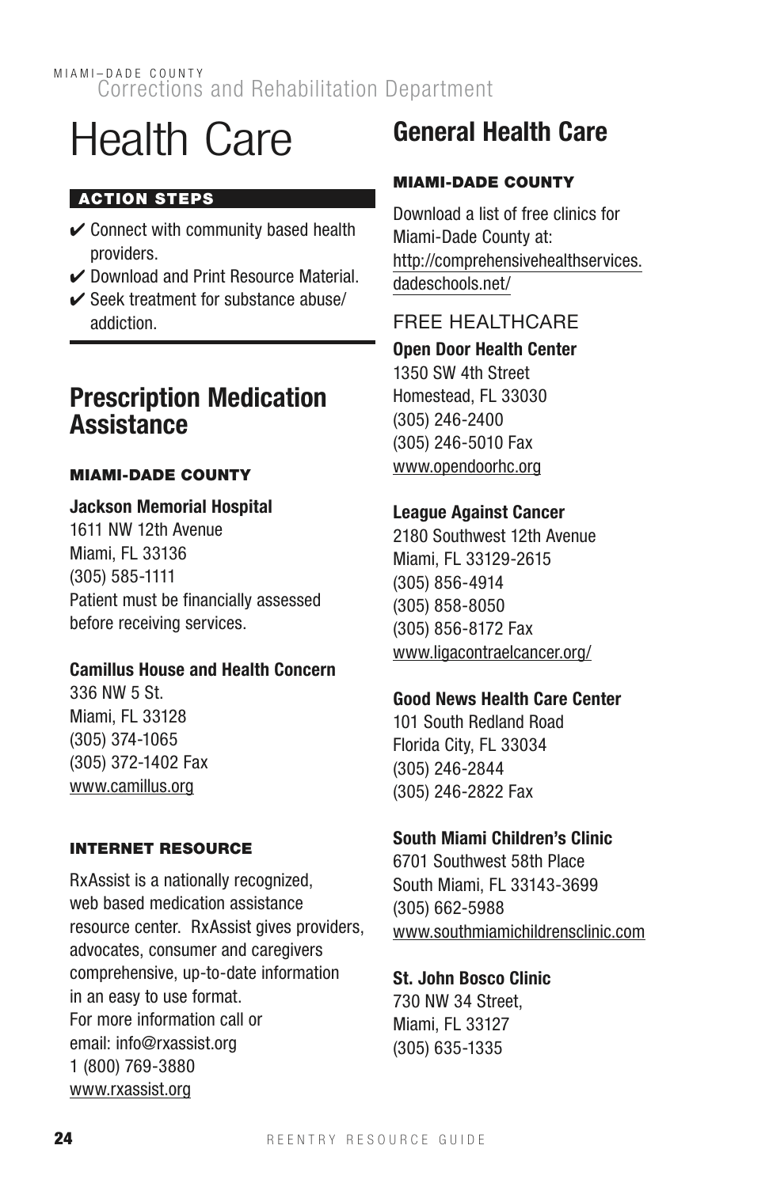# Health Care

**ACTION STEPS**

- ✔ Connect with community based health providers.
- ✔ Download and Print Resource Material.
- ✔ Seek treatment for substance abuse/ addiction.

## Prescription Medication Assistance

### MIAMI-DADE COUNTY

**Jackson Memorial Hospital**
1611 NW 12th Avenue
Miami, FL 33136
(305) 585-1111
Patient must be financially assessed before receiving services.

**Camillus House and Health Concern**
336 NW 5 St.
Miami, FL 33128
(305) 374-1065
(305) 372-1402 Fax
www.camillus.org

### INTERNET RESOURCE

RxAssist is a nationally recognized, web based medication assistance resource center. RxAssist gives providers, advocates, consumer and caregivers comprehensive, up-to-date information in an easy to use format.
For more information call or email: info@rxassist.org
1 (800) 769-3880
www.rxassist.org

## General Health Care

### MIAMI-DADE COUNTY

Download a list of free clinics for Miami-Dade County at:
http://comprehensivehealthservices.dadeschools.net/

#### FREE HEALTHCARE

**Open Door Health Center**
1350 SW 4th Street
Homestead, FL 33030
(305) 246-2400
(305) 246-5010 Fax
www.opendoorhc.org

**League Against Cancer**
2180 Southwest 12th Avenue
Miami, FL 33129-2615
(305) 856-4914
(305) 858-8050
(305) 856-8172 Fax
www.ligacontraelcancer.org/

**Good News Health Care Center**
101 South Redland Road
Florida City, FL 33034
(305) 246-2844
(305) 246-2822 Fax

**South Miami Children's Clinic**
6701 Southwest 58th Place
South Miami, FL 33143-3699
(305) 662-5988
www.southmiamichildrensclinic.com

**St. John Bosco Clinic**
730 NW 34 Street,
Miami, FL 33127
(305) 635-1335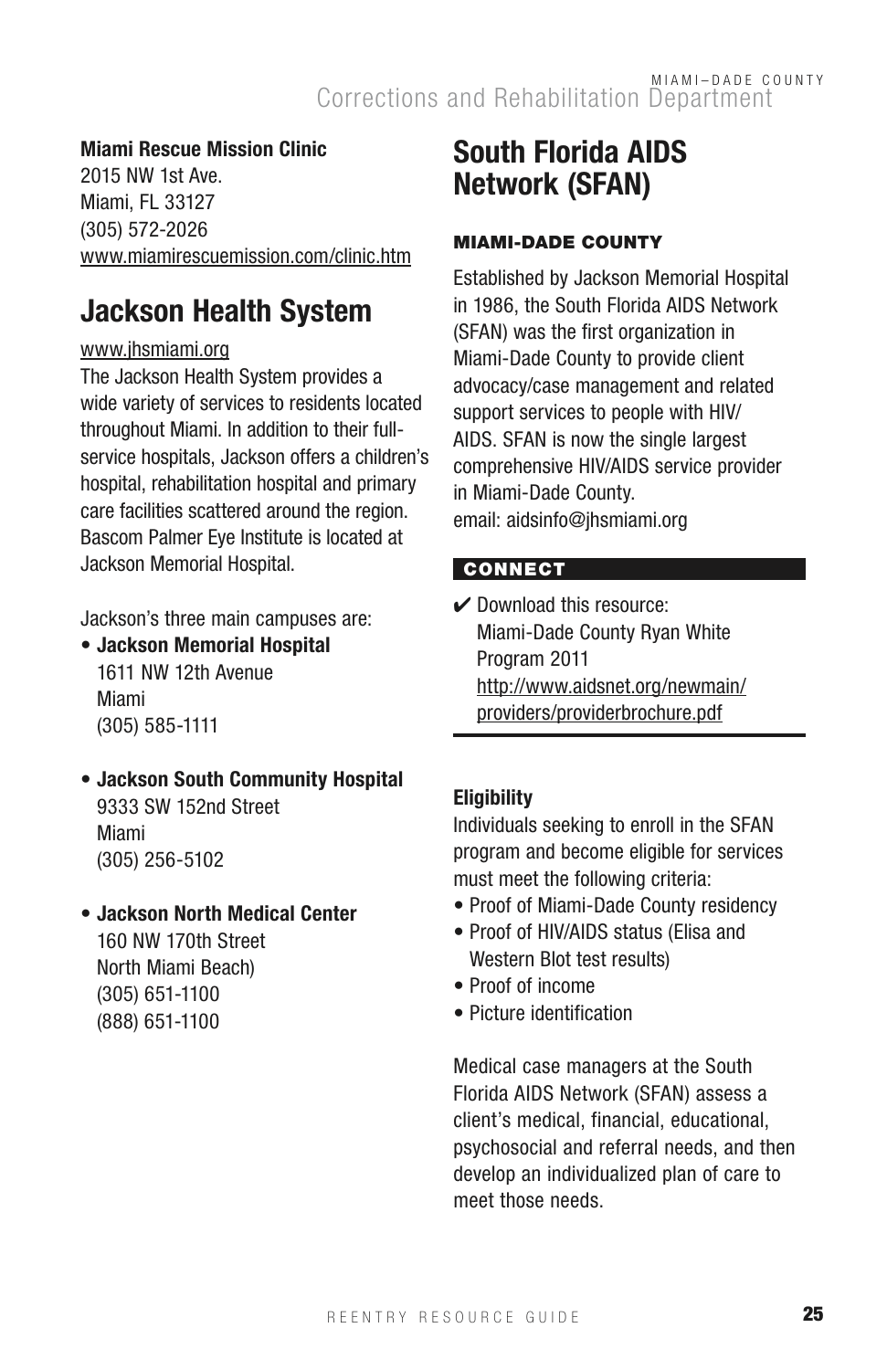**Miami Rescue Mission Clinic**
2015 NW 1st Ave.
Miami, FL 33127
(305) 572-2026
www.miamirescuemission.com/clinic.htm

## Jackson Health System

www.jhsmiami.org

The Jackson Health System provides a wide variety of services to residents located throughout Miami. In addition to their full-service hospitals, Jackson offers a children's hospital, rehabilitation hospital and primary care facilities scattered around the region. Bascom Palmer Eye Institute is located at Jackson Memorial Hospital.

Jackson's three main campuses are:

- **Jackson Memorial Hospital**
  1611 NW 12th Avenue
  Miami
  (305) 585-1111

- **Jackson South Community Hospital**
  9333 SW 152nd Street
  Miami
  (305) 256-5102

- **Jackson North Medical Center**
  160 NW 170th Street
  North Miami Beach)
  (305) 651-1100
  (888) 651-1100

## South Florida AIDS Network (SFAN)

**MIAMI-DADE COUNTY**

Established by Jackson Memorial Hospital in 1986, the South Florida AIDS Network (SFAN) was the first organization in Miami-Dade County to provide client advocacy/case management and related support services to people with HIV/AIDS. SFAN is now the single largest comprehensive HIV/AIDS service provider in Miami-Dade County.
email: aidsinfo@jhsmiami.org

**CONNECT**

✔ Download this resource:
Miami-Dade County Ryan White Program 2011
http://www.aidsnet.org/newmain/providers/providerbrochure.pdf

**Eligibility**

Individuals seeking to enroll in the SFAN program and become eligible for services must meet the following criteria:

- Proof of Miami-Dade County residency
- Proof of HIV/AIDS status (Elisa and Western Blot test results)
- Proof of income
- Picture identification

Medical case managers at the South Florida AIDS Network (SFAN) assess a client's medical, financial, educational, psychosocial and referral needs, and then develop an individualized plan of care to meet those needs.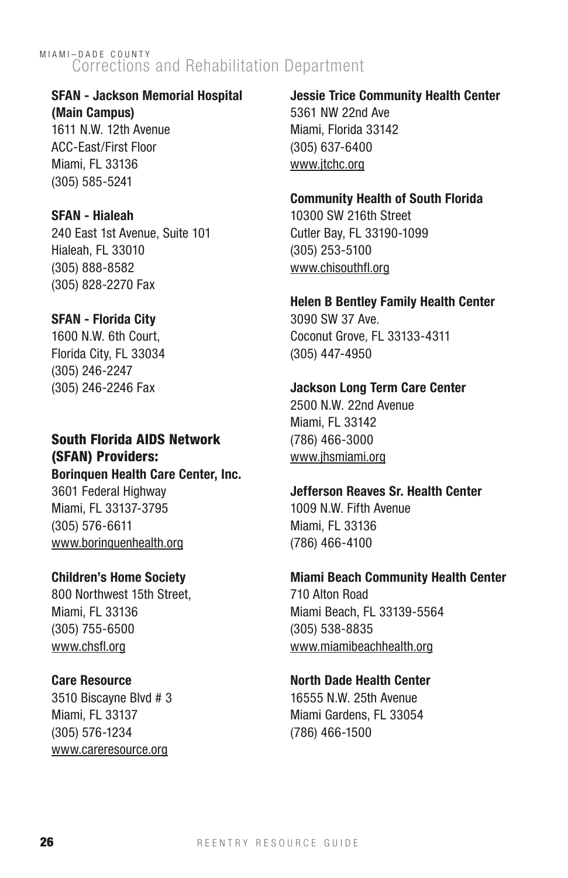**SFAN - Jackson Memorial Hospital (Main Campus)**
1611 N.W. 12th Avenue
ACC-East/First Floor
Miami, FL 33136
(305) 585-5241

**SFAN - Hialeah**
240 East 1st Avenue, Suite 101
Hialeah, FL 33010
(305) 888-8582
(305) 828-2270 Fax

**SFAN - Florida City**
1600 N.W. 6th Court,
Florida City, FL 33034
(305) 246-2247
(305) 246-2246 Fax

### South Florida AIDS Network (SFAN) Providers:

**Borinquen Health Care Center, Inc.**
3601 Federal Highway
Miami, FL 33137-3795
(305) 576-6611
www.borinquenhealth.org

**Children's Home Society**
800 Northwest 15th Street,
Miami, FL 33136
(305) 755-6500
www.chsfl.org

**Care Resource**
3510 Biscayne Blvd # 3
Miami, FL 33137
(305) 576-1234
www.careresource.org

**Jessie Trice Community Health Center**
5361 NW 22nd Ave
Miami, Florida 33142
(305) 637-6400
www.jtchc.org

**Community Health of South Florida**
10300 SW 216th Street
Cutler Bay, FL 33190-1099
(305) 253-5100
www.chisouthfl.org

**Helen B Bentley Family Health Center**
3090 SW 37 Ave.
Coconut Grove, FL 33133-4311
(305) 447-4950

**Jackson Long Term Care Center**
2500 N.W. 22nd Avenue
Miami, FL 33142
(786) 466-3000
www.jhsmiami.org

**Jefferson Reaves Sr. Health Center**
1009 N.W. Fifth Avenue
Miami, FL 33136
(786) 466-4100

**Miami Beach Community Health Center**
710 Alton Road
Miami Beach, FL 33139-5564
(305) 538-8835
www.miamibeachhealth.org

**North Dade Health Center**
16555 N.W. 25th Avenue
Miami Gardens, FL 33054
(786) 466-1500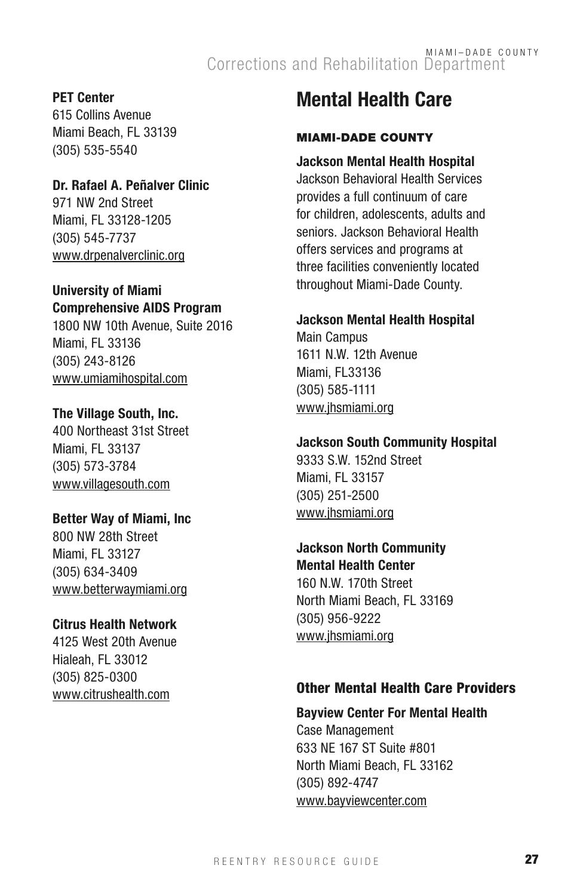**PET Center**
615 Collins Avenue
Miami Beach, FL 33139
(305) 535-5540

**Dr. Rafael A. Peñalver Clinic**
971 NW 2nd Street
Miami, FL 33128-1205
(305) 545-7737
www.drpenalverclinic.org

**University of Miami Comprehensive AIDS Program**
1800 NW 10th Avenue, Suite 2016
Miami, FL 33136
(305) 243-8126
www.umiamihospital.com

**The Village South, Inc.**
400 Northeast 31st Street
Miami, FL 33137
(305) 573-3784
www.villagesouth.com

**Better Way of Miami, Inc**
800 NW 28th Street
Miami, FL 33127
(305) 634-3409
www.betterwaymiami.org

**Citrus Health Network**
4125 West 20th Avenue
Hialeah, FL 33012
(305) 825-0300
www.citrushealth.com

# Mental Health Care

## MIAMI-DADE COUNTY

**Jackson Mental Health Hospital**
Jackson Behavioral Health Services provides a full continuum of care for children, adolescents, adults and seniors. Jackson Behavioral Health offers services and programs at three facilities conveniently located throughout Miami-Dade County.

**Jackson Mental Health Hospital**
Main Campus
1611 N.W. 12th Avenue
Miami, FL33136
(305) 585-1111
www.jhsmiami.org

**Jackson South Community Hospital**
9333 S.W. 152nd Street
Miami, FL 33157
(305) 251-2500
www.jhsmiami.org

**Jackson North Community Mental Health Center**
160 N.W. 170th Street
North Miami Beach, FL 33169
(305) 956-9222
www.jhsmiami.org

## Other Mental Health Care Providers

**Bayview Center For Mental Health**
Case Management
633 NE 167 ST Suite #801
North Miami Beach, FL 33162
(305) 892-4747
www.bayviewcenter.com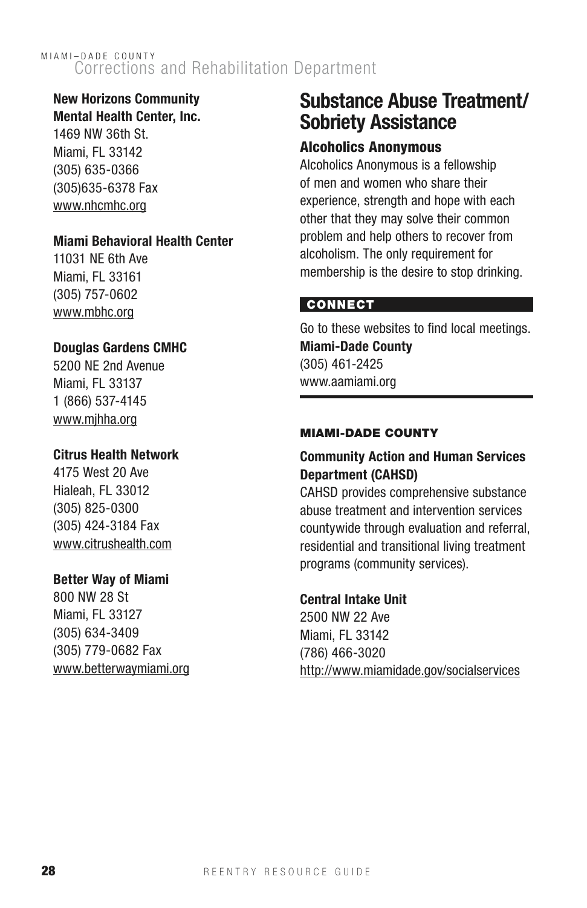**New Horizons Community Mental Health Center, Inc.**
1469 NW 36th St.
Miami, FL 33142
(305) 635-0366
(305)635-6378 Fax
www.nhcmhc.org

**Miami Behavioral Health Center**
11031 NE 6th Ave
Miami, FL 33161
(305) 757-0602
www.mbhc.org

**Douglas Gardens CMHC**
5200 NE 2nd Avenue
Miami, FL 33137
1 (866) 537-4145
www.mjhha.org

**Citrus Health Network**
4175 West 20 Ave
Hialeah, FL 33012
(305) 825-0300
(305) 424-3184 Fax
www.citrushealth.com

**Better Way of Miami**
800 NW 28 St
Miami, FL 33127
(305) 634-3409
(305) 779-0682 Fax
www.betterwaymiami.org

## Substance Abuse Treatment/ Sobriety Assistance

### Alcoholics Anonymous

Alcoholics Anonymous is a fellowship of men and women who share their experience, strength and hope with each other that they may solve their common problem and help others to recover from alcoholism. The only requirement for membership is the desire to stop drinking.

**CONNECT**

Go to these websites to find local meetings.
**Miami-Dade County**
(305) 461-2425
www.aamiami.org

**MIAMI-DADE COUNTY**

**Community Action and Human Services Department (CAHSD)**
CAHSD provides comprehensive substance abuse treatment and intervention services countywide through evaluation and referral, residential and transitional living treatment programs (community services).

**Central Intake Unit**
2500 NW 22 Ave
Miami, FL 33142
(786) 466-3020
http://www.miamidade.gov/socialservices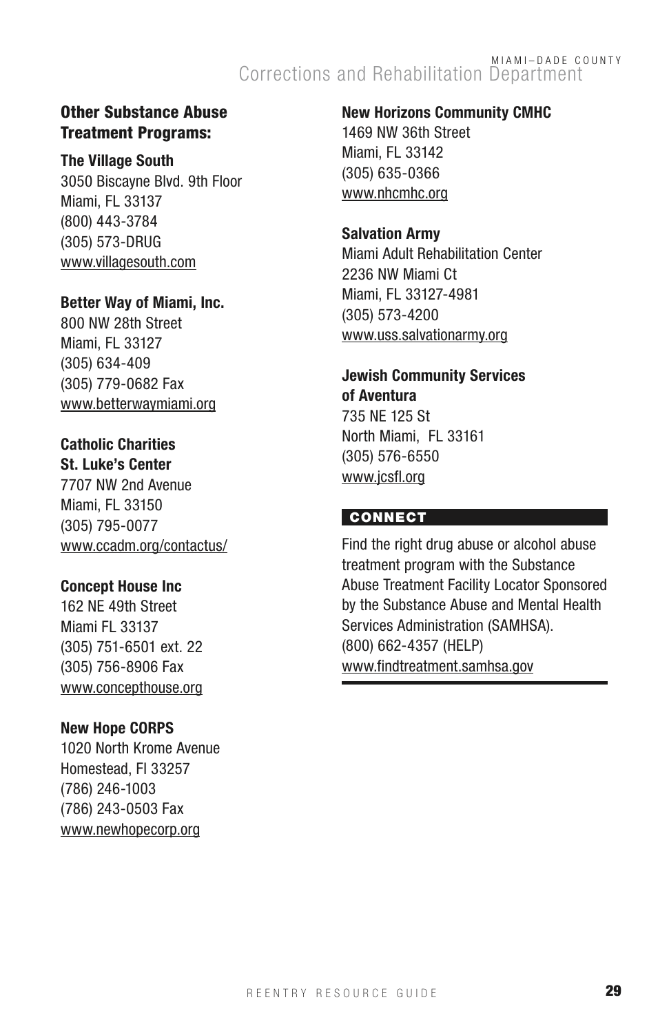## Other Substance Abuse Treatment Programs:

**The Village South**
3050 Biscayne Blvd. 9th Floor
Miami, FL 33137
(800) 443-3784
(305) 573-DRUG
www.villagesouth.com

**Better Way of Miami, Inc.**
800 NW 28th Street
Miami, FL 33127
(305) 634-409
(305) 779-0682 Fax
www.betterwaymiami.org

**Catholic Charities St. Luke's Center**
7707 NW 2nd Avenue
Miami, FL 33150
(305) 795-0077
www.ccadm.org/contactus/

**Concept House Inc**
162 NE 49th Street
Miami FL 33137
(305) 751-6501 ext. 22
(305) 756-8906 Fax
www.concepthouse.org

**New Hope CORPS**
1020 North Krome Avenue
Homestead, Fl 33257
(786) 246-1003
(786) 243-0503 Fax
www.newhopecorp.org

**New Horizons Community CMHC**
1469 NW 36th Street
Miami, FL 33142
(305) 635-0366
www.nhcmhc.org

**Salvation Army**
Miami Adult Rehabilitation Center
2236 NW Miami Ct
Miami, FL 33127-4981
(305) 573-4200
www.uss.salvationarmy.org

**Jewish Community Services of Aventura**
735 NE 125 St
North Miami, FL 33161
(305) 576-6550
www.jcsfl.org

**CONNECT**

Find the right drug abuse or alcohol abuse treatment program with the Substance Abuse Treatment Facility Locator Sponsored by the Substance Abuse and Mental Health Services Administration (SAMHSA).
(800) 662-4357 (HELP)
www.findtreatment.samhsa.gov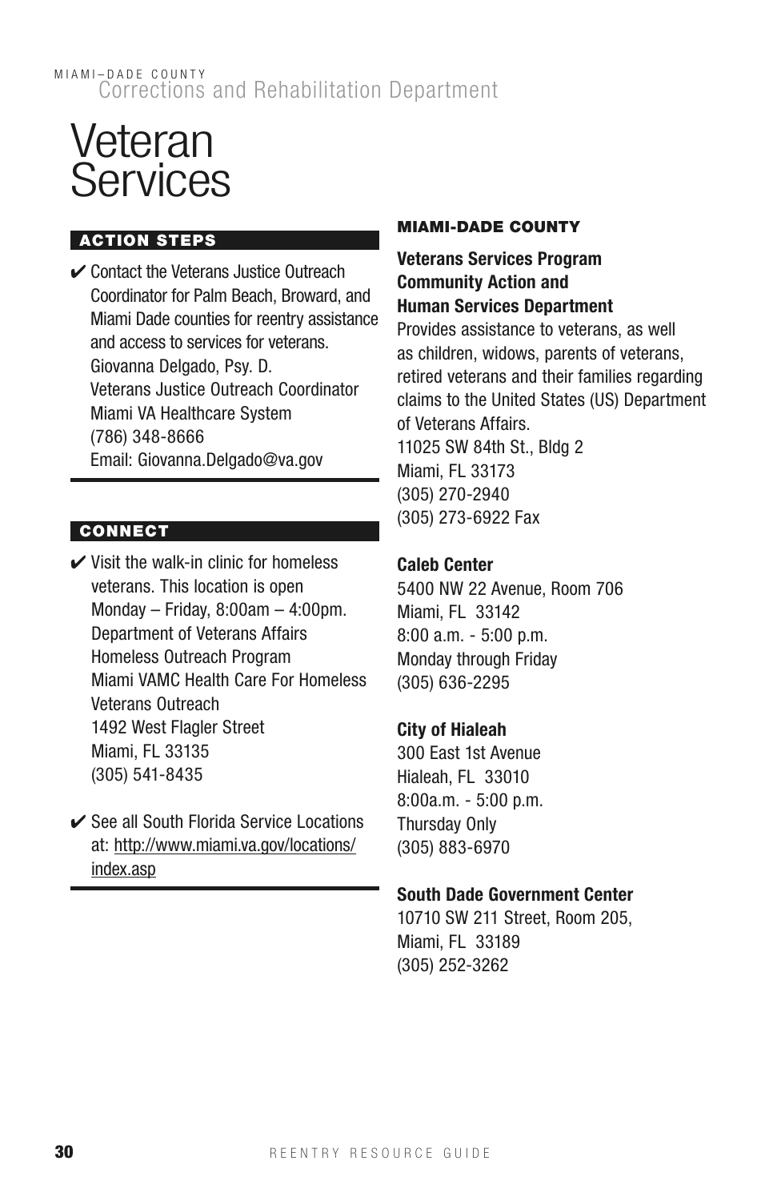# Veteran Services

## ACTION STEPS

- ✔ Contact the Veterans Justice Outreach Coordinator for Palm Beach, Broward, and Miami Dade counties for reentry assistance and access to services for veterans.
  Giovanna Delgado, Psy. D.
  Veterans Justice Outreach Coordinator
  Miami VA Healthcare System
  (786) 348-8666
  Email: Giovanna.Delgado@va.gov

## CONNECT

- ✔ Visit the walk-in clinic for homeless veterans. This location is open Monday – Friday, 8:00am – 4:00pm.
  Department of Veterans Affairs
  Homeless Outreach Program
  Miami VAMC Health Care For Homeless Veterans Outreach
  1492 West Flagler Street
  Miami, FL 33135
  (305) 541-8435

- ✔ See all South Florida Service Locations at: http://www.miami.va.gov/locations/index.asp

## MIAMI-DADE COUNTY

**Veterans Services Program**
**Community Action and Human Services Department**
Provides assistance to veterans, as well as children, widows, parents of veterans, retired veterans and their families regarding claims to the United States (US) Department of Veterans Affairs.
11025 SW 84th St., Bldg 2
Miami, FL 33173
(305) 270-2940
(305) 273-6922 Fax

**Caleb Center**
5400 NW 22 Avenue, Room 706
Miami, FL 33142
8:00 a.m. - 5:00 p.m.
Monday through Friday
(305) 636-2295

**City of Hialeah**
300 East 1st Avenue
Hialeah, FL 33010
8:00a.m. - 5:00 p.m.
Thursday Only
(305) 883-6970

**South Dade Government Center**
10710 SW 211 Street, Room 205,
Miami, FL 33189
(305) 252-3262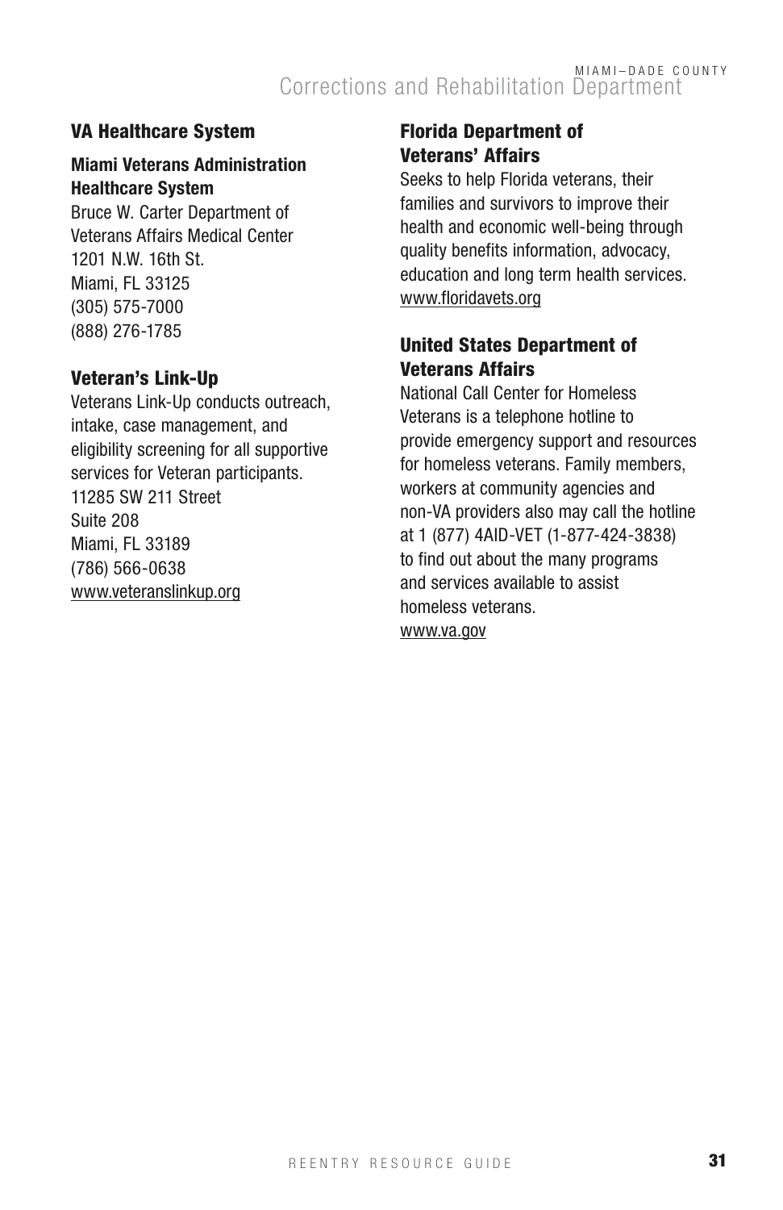## VA Healthcare System

### Miami Veterans Administration Healthcare System

Bruce W. Carter Department of Veterans Affairs Medical Center
1201 N.W. 16th St.
Miami, FL 33125
(305) 575-7000
(888) 276-1785

## Veteran's Link-Up

Veterans Link-Up conducts outreach, intake, case management, and eligibility screening for all supportive services for Veteran participants.
11285 SW 211 Street
Suite 208
Miami, FL 33189
(786) 566-0638
www.veteranslinkup.org

## Florida Department of Veterans' Affairs

Seeks to help Florida veterans, their families and survivors to improve their health and economic well-being through quality benefits information, advocacy, education and long term health services.
www.floridavets.org

## United States Department of Veterans Affairs

National Call Center for Homeless Veterans is a telephone hotline to provide emergency support and resources for homeless veterans. Family members, workers at community agencies and non-VA providers also may call the hotline at 1 (877) 4AID-VET (1-877-424-3838) to find out about the many programs and services available to assist homeless veterans.
www.va.gov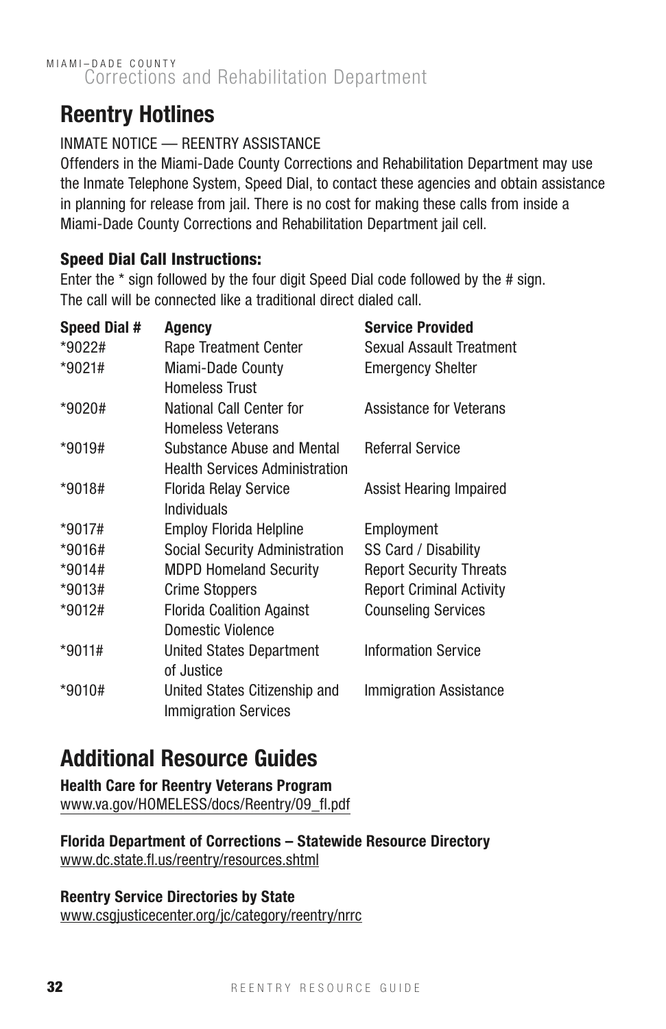# Reentry Hotlines

INMATE NOTICE — REENTRY ASSISTANCE

Offenders in the Miami-Dade County Corrections and Rehabilitation Department may use the Inmate Telephone System, Speed Dial, to contact these agencies and obtain assistance in planning for release from jail. There is no cost for making these calls from inside a Miami-Dade County Corrections and Rehabilitation Department jail cell.

**Speed Dial Call Instructions:**

Enter the * sign followed by the four digit Speed Dial code followed by the # sign. The call will be connected like a traditional direct dialed call.

| Speed Dial # | Agency | Service Provided |
| --- | --- | --- |
| *9022# | Rape Treatment Center | Sexual Assault Treatment |
| *9021# | Miami-Dade County Homeless Trust | Emergency Shelter |
| *9020# | National Call Center for Homeless Veterans | Assistance for Veterans |
| *9019# | Substance Abuse and Mental Health Services Administration | Referral Service |
| *9018# | Florida Relay Service Individuals | Assist Hearing Impaired |
| *9017# | Employ Florida Helpline | Employment |
| *9016# | Social Security Administration | SS Card / Disability |
| *9014# | MDPD Homeland Security | Report Security Threats |
| *9013# | Crime Stoppers | Report Criminal Activity |
| *9012# | Florida Coalition Against Domestic Violence | Counseling Services |
| *9011# | United States Department of Justice | Information Service |
| *9010# | United States Citizenship and Immigration Services | Immigration Assistance |

# Additional Resource Guides

**Health Care for Reentry Veterans Program**
www.va.gov/HOMELESS/docs/Reentry/09_fl.pdf

**Florida Department of Corrections – Statewide Resource Directory**
www.dc.state.fl.us/reentry/resources.shtml

**Reentry Service Directories by State**
www.csgjusticecenter.org/jc/category/reentry/nrrc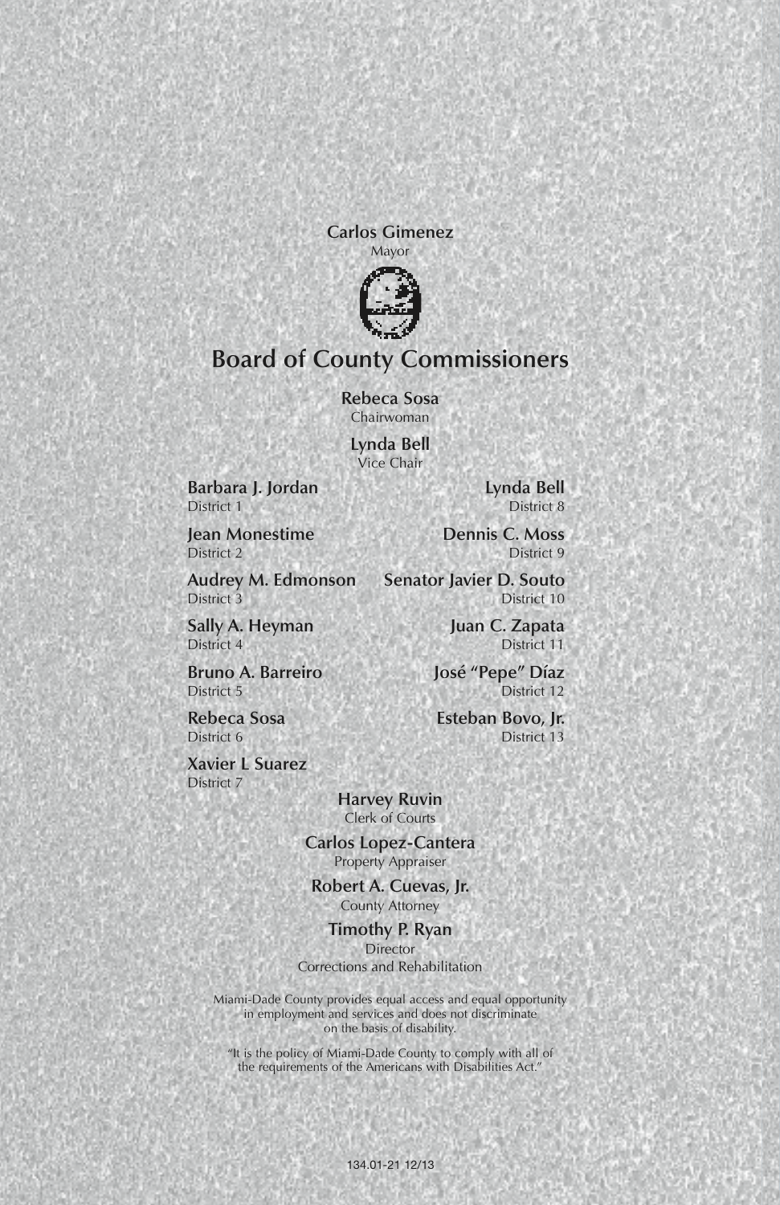**Carlos Gimenez**
Mayor

# Board of County Commissioners

**Rebeca Sosa**
Chairwoman

**Lynda Bell**
Vice Chair

**Barbara J. Jordan**
District 1

**Jean Monestime**
District 2

**Audrey M. Edmonson**
District 3

**Sally A. Heyman**
District 4

**Bruno A. Barreiro**
District 5

**Rebeca Sosa**
District 6

**Xavier L Suarez**
District 7

**Lynda Bell**
District 8

**Dennis C. Moss**
District 9

**Senator Javier D. Souto**
District 10

**Juan C. Zapata**
District 11

**José "Pepe" Díaz**
District 12

**Esteban Bovo, Jr.**
District 13

**Harvey Ruvin**
Clerk of Courts

**Carlos Lopez-Cantera**
Property Appraiser

**Robert A. Cuevas, Jr.**
County Attorney

**Timothy P. Ryan**
Director
Corrections and Rehabilitation

Miami-Dade County provides equal access and equal opportunity in employment and services and does not discriminate on the basis of disability.

"It is the policy of Miami-Dade County to comply with all of the requirements of the Americans with Disabilities Act."

134.01-21 12/13